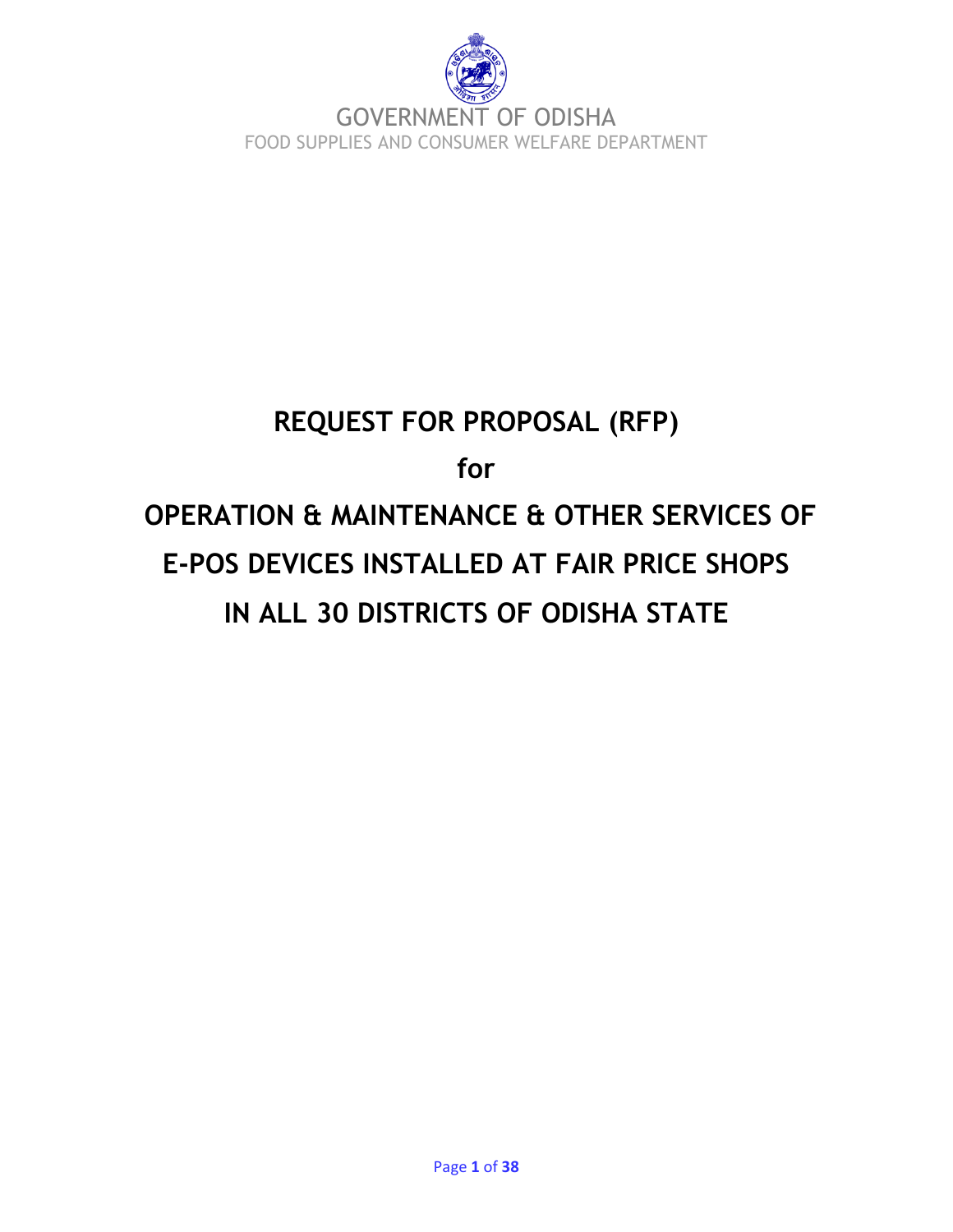GOVERNMENT OF ODISHA

FOOD SUPPLIES AND CONSUMER WELFARE DEPARTMENT

# REQUEST FOR PROPOSAL (RFP)

# for

# OPERATION & MAINTENANCE & OTHER SERVICES OF E-POS DEVICES INSTALLED AT FAIR PRICE SHOPS IN ALL 30 DISTRICTS OF ODISHA STATE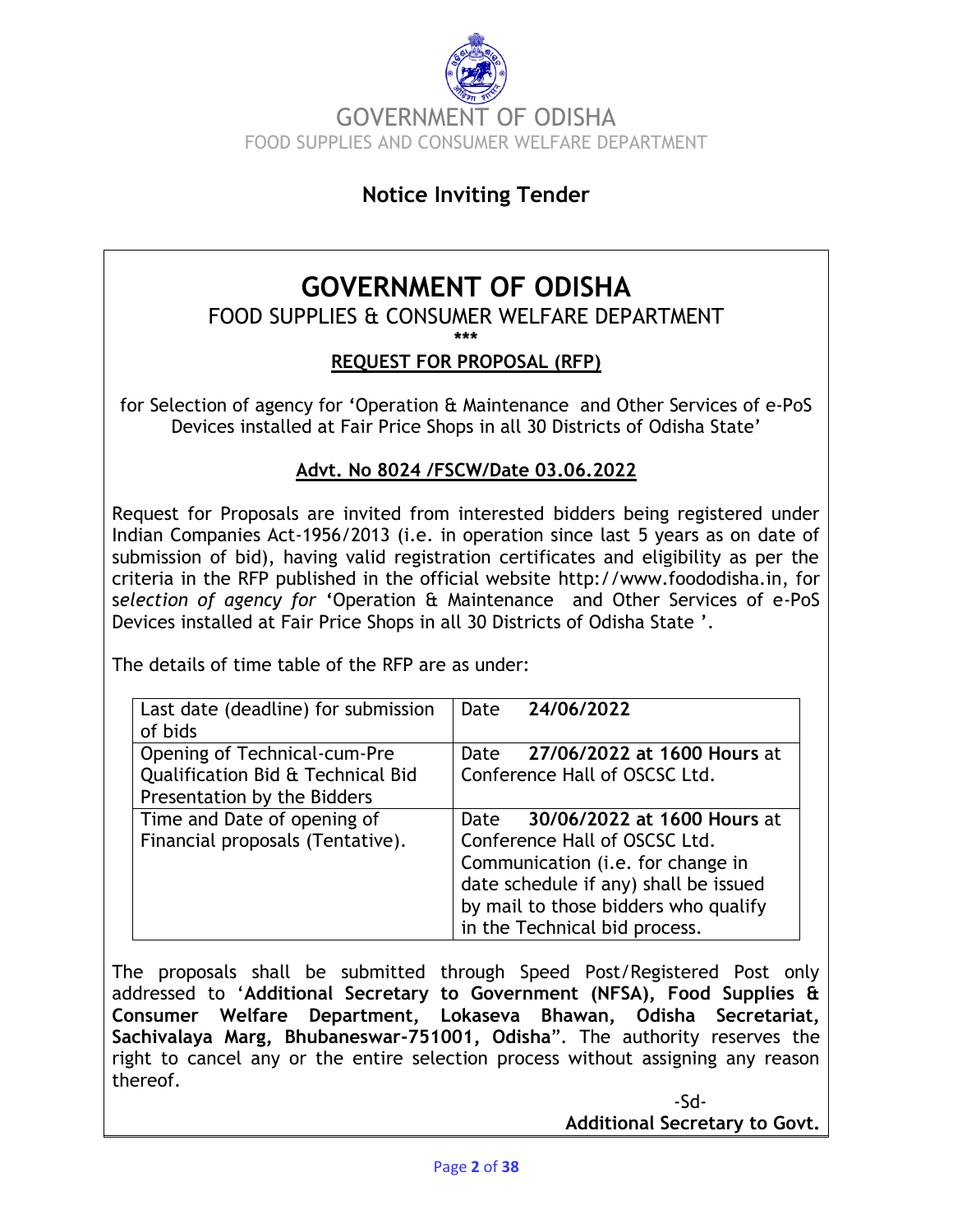GOVERNMENT OF ODISHA
FOOD SUPPLIES AND CONSUMER WELFARE DEPARTMENT

## Notice Inviting Tender

# GOVERNMENT OF ODISHA

FOOD SUPPLIES & CONSUMER WELFARE DEPARTMENT

\*\*\*

**REQUEST FOR PROPOSAL (RFP)**

for Selection of agency for 'Operation & Maintenance and Other Services of e-PoS Devices installed at Fair Price Shops in all 30 Districts of Odisha State'

**Advt. No 8024 /FSCW/Date 03.06.2022**

Request for Proposals are invited from interested bidders being registered under Indian Companies Act-1956/2013 (i.e. in operation since last 5 years as on date of submission of bid), having valid registration certificates and eligibility as per the criteria in the RFP published in the official website http://www.foododisha.in, for s*election of agency for* 'Operation & Maintenance and Other Services of e-PoS Devices installed at Fair Price Shops in all 30 Districts of Odisha State '.

The details of time table of the RFP are as under:

| Last date (deadline) for submission of bids | Date **24/06/2022** |
|---|---|
| Opening of Technical-cum-Pre Qualification Bid & Technical Bid Presentation by the Bidders | Date **27/06/2022 at 1600 Hours** at Conference Hall of OSCSC Ltd. |
| Time and Date of opening of Financial proposals (Tentative). | Date **30/06/2022 at 1600 Hours** at Conference Hall of OSCSC Ltd. Communication (i.e. for change in date schedule if any) shall be issued by mail to those bidders who qualify in the Technical bid process. |

The proposals shall be submitted through Speed Post/Registered Post only addressed to '**Additional Secretary to Government (NFSA), Food Supplies & Consumer Welfare Department, Lokaseva Bhawan, Odisha Secretariat, Sachivalaya Marg, Bhubaneswar-751001, Odisha**". The authority reserves the right to cancel any or the entire selection process without assigning any reason thereof.

-Sd-

**Additional Secretary to Govt.**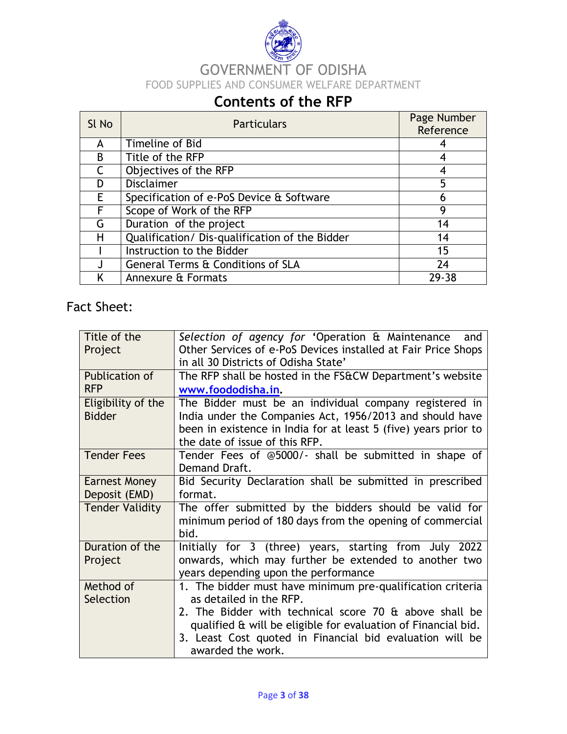GOVERNMENT OF ODISHA

FOOD SUPPLIES AND CONSUMER WELFARE DEPARTMENT

## Contents of the RFP

| Sl No | Particulars | Page Number Reference |
|---|---|---|
| A | Timeline of Bid | 4 |
| B | Title of the RFP | 4 |
| C | Objectives of the RFP | 4 |
| D | Disclaimer | 5 |
| E | Specification of e-PoS Device & Software | 6 |
| F | Scope of Work of the RFP | 9 |
| G | Duration of the project | 14 |
| H | Qualification/ Dis-qualification of the Bidder | 14 |
| I | Instruction to the Bidder | 15 |
| J | General Terms & Conditions of SLA | 24 |
| K | Annexure & Formats | 29-38 |

## Fact Sheet:

| Title of the Project | *Selection of agency for* 'Operation & Maintenance and Other Services of e-PoS Devices installed at Fair Price Shops in all 30 Districts of Odisha State' |
|---|---|
| Publication of RFP | The RFP shall be hosted in the FS&CW Department's website **www.foododisha.in**. |
| Eligibility of the Bidder | The Bidder must be an individual company registered in India under the Companies Act, 1956/2013 and should have been in existence in India for at least 5 (five) years prior to the date of issue of this RFP. |
| Tender Fees | Tender Fees of @5000/- shall be submitted in shape of Demand Draft. |
| Earnest Money Deposit (EMD) | Bid Security Declaration shall be submitted in prescribed format. |
| Tender Validity | The offer submitted by the bidders should be valid for minimum period of 180 days from the opening of commercial bid. |
| Duration of the Project | Initially for 3 (three) years, starting from July 2022 onwards, which may further be extended to another two years depending upon the performance |
| Method of Selection | 1. The bidder must have minimum pre-qualification criteria as detailed in the RFP.<br>2. The Bidder with technical score 70 & above shall be qualified & will be eligible for evaluation of Financial bid.<br>3. Least Cost quoted in Financial bid evaluation will be awarded the work. |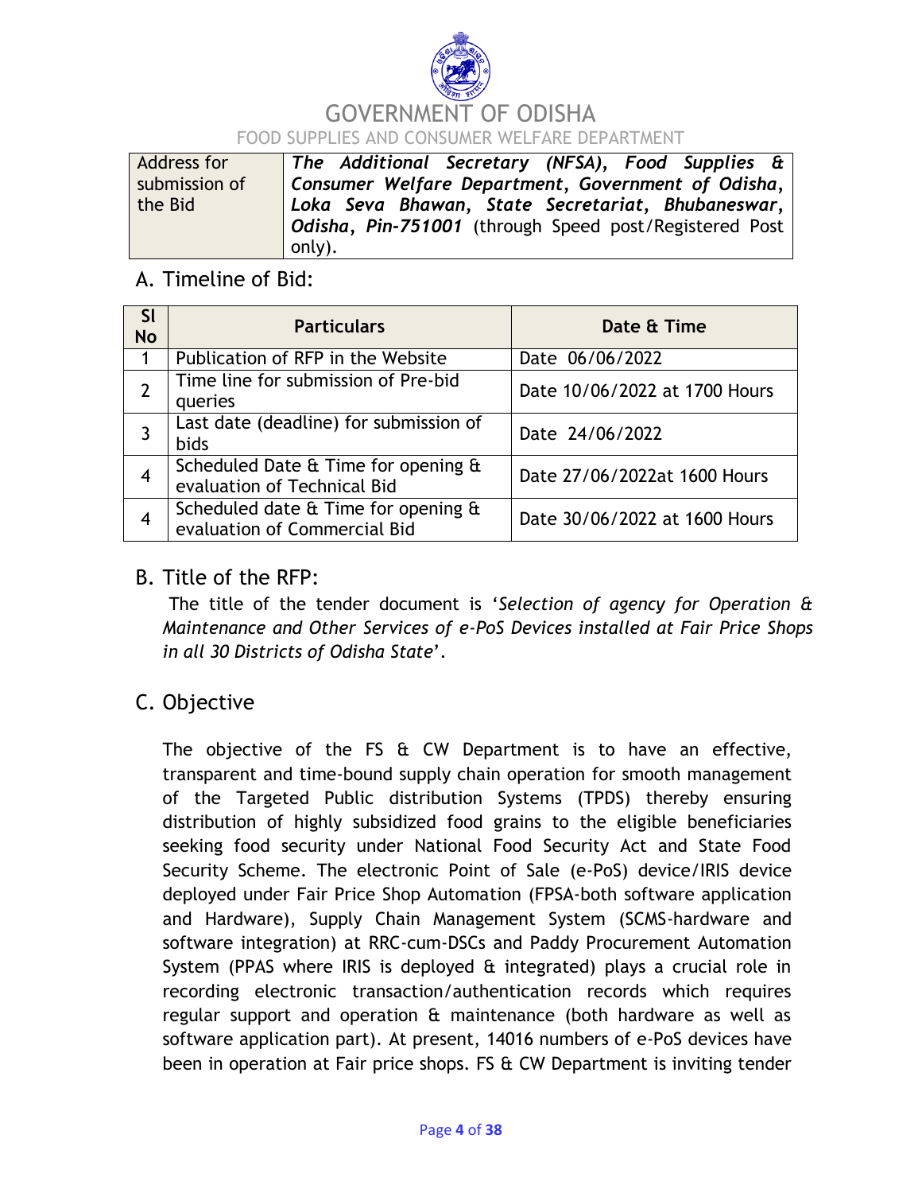GOVERNMENT OF ODISHA

FOOD SUPPLIES AND CONSUMER WELFARE DEPARTMENT

| Address for submission of the Bid | ***The Additional Secretary (NFSA), Food Supplies & Consumer Welfare Department, Government of Odisha, Loka Seva Bhawan, State Secretariat, Bhubaneswar, Odisha, Pin-751001*** (through Speed post/Registered Post only). |
|---|---|

## A. Timeline of Bid:

| Sl No | Particulars | Date & Time |
|---|---|---|
| 1 | Publication of RFP in the Website | Date 06/06/2022 |
| 2 | Time line for submission of Pre-bid queries | Date 10/06/2022 at 1700 Hours |
| 3 | Last date (deadline) for submission of bids | Date 24/06/2022 |
| 4 | Scheduled Date & Time for opening & evaluation of Technical Bid | Date 27/06/2022at 1600 Hours |
| 4 | Scheduled date & Time for opening & evaluation of Commercial Bid | Date 30/06/2022 at 1600 Hours |

## B. Title of the RFP:

The title of the tender document is '*Selection of agency for Operation & Maintenance and Other Services of e-PoS Devices installed at Fair Price Shops in all 30 Districts of Odisha State*'.

## C. Objective

The objective of the FS & CW Department is to have an effective, transparent and time-bound supply chain operation for smooth management of the Targeted Public distribution Systems (TPDS) thereby ensuring distribution of highly subsidized food grains to the eligible beneficiaries seeking food security under National Food Security Act and State Food Security Scheme. The electronic Point of Sale (e-PoS) device/IRIS device deployed under Fair Price Shop Automation (FPSA-both software application and Hardware), Supply Chain Management System (SCMS-hardware and software integration) at RRC-cum-DSCs and Paddy Procurement Automation System (PPAS where IRIS is deployed & integrated) plays a crucial role in recording electronic transaction/authentication records which requires regular support and operation & maintenance (both hardware as well as software application part). At present, 14016 numbers of e-PoS devices have been in operation at Fair price shops. FS & CW Department is inviting tender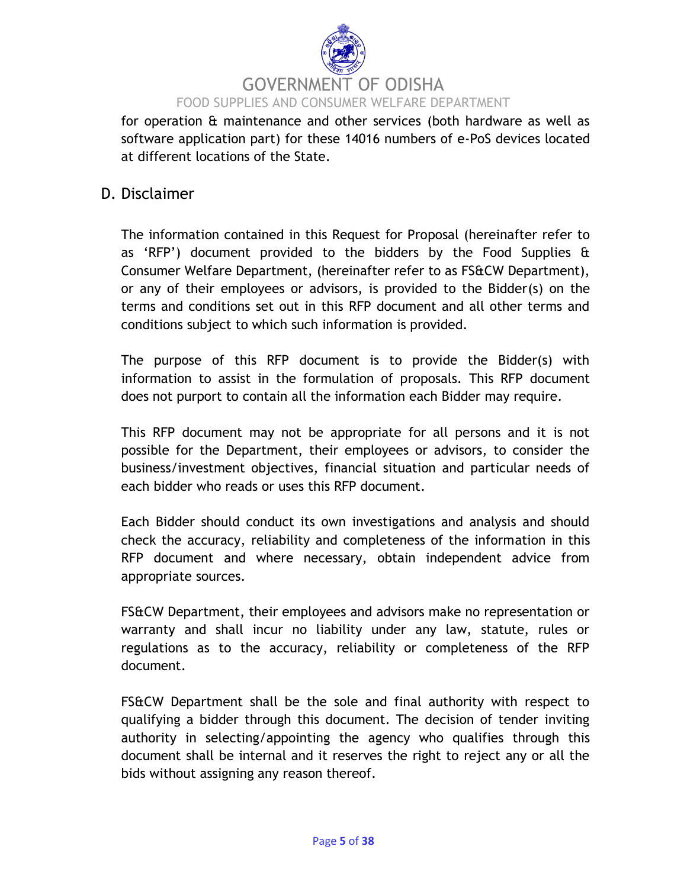for operation & maintenance and other services (both hardware as well as software application part) for these 14016 numbers of e-PoS devices located at different locations of the State.

## D. Disclaimer

The information contained in this Request for Proposal (hereinafter refer to as 'RFP') document provided to the bidders by the Food Supplies & Consumer Welfare Department, (hereinafter refer to as FS&CW Department), or any of their employees or advisors, is provided to the Bidder(s) on the terms and conditions set out in this RFP document and all other terms and conditions subject to which such information is provided.

The purpose of this RFP document is to provide the Bidder(s) with information to assist in the formulation of proposals. This RFP document does not purport to contain all the information each Bidder may require.

This RFP document may not be appropriate for all persons and it is not possible for the Department, their employees or advisors, to consider the business/investment objectives, financial situation and particular needs of each bidder who reads or uses this RFP document.

Each Bidder should conduct its own investigations and analysis and should check the accuracy, reliability and completeness of the information in this RFP document and where necessary, obtain independent advice from appropriate sources.

FS&CW Department, their employees and advisors make no representation or warranty and shall incur no liability under any law, statute, rules or regulations as to the accuracy, reliability or completeness of the RFP document.

FS&CW Department shall be the sole and final authority with respect to qualifying a bidder through this document. The decision of tender inviting authority in selecting/appointing the agency who qualifies through this document shall be internal and it reserves the right to reject any or all the bids without assigning any reason thereof.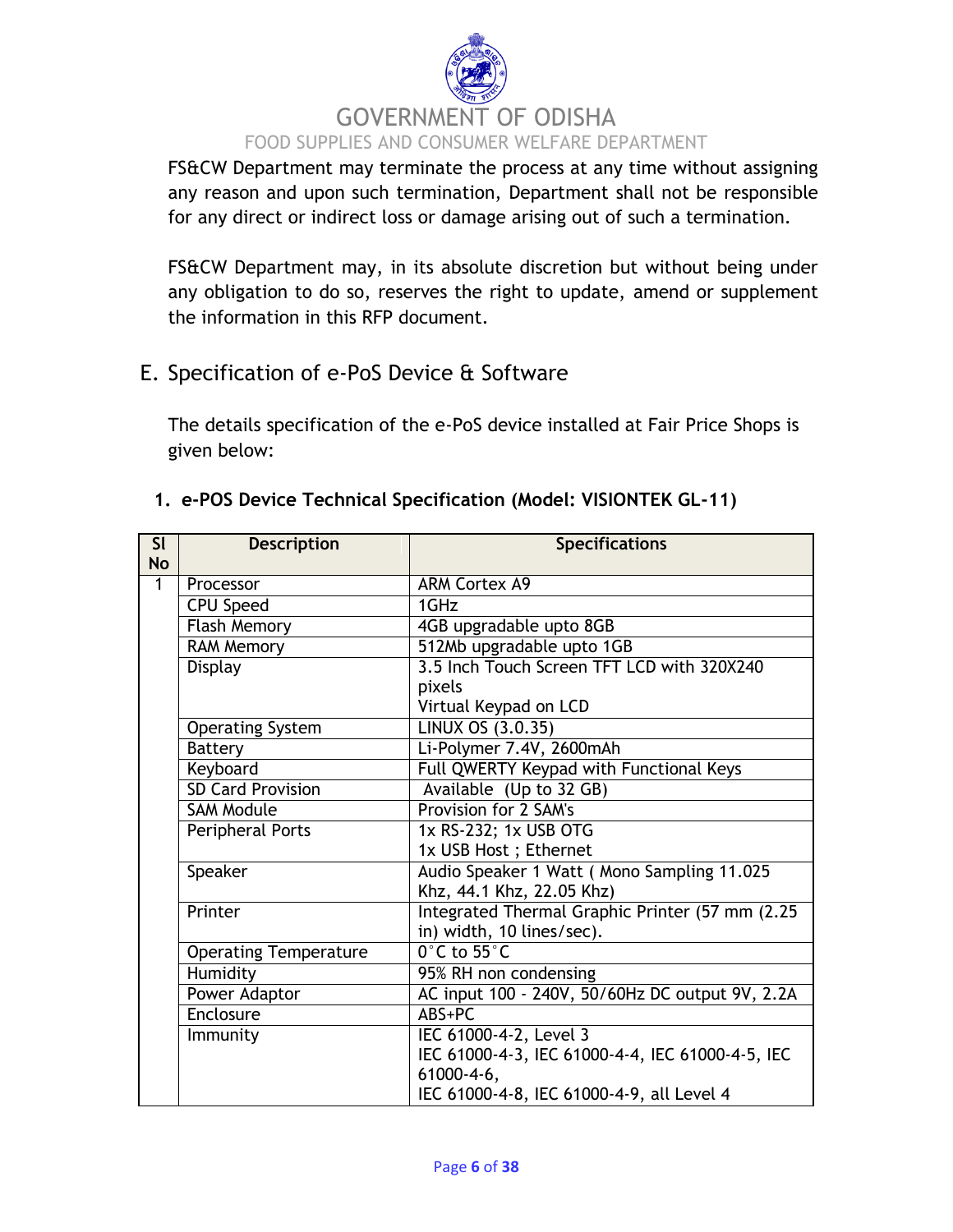FS&CW Department may terminate the process at any time without assigning any reason and upon such termination, Department shall not be responsible for any direct or indirect loss or damage arising out of such a termination.

FS&CW Department may, in its absolute discretion but without being under any obligation to do so, reserves the right to update, amend or supplement the information in this RFP document.

## E. Specification of e-PoS Device & Software

The details specification of the e-PoS device installed at Fair Price Shops is given below:

### 1. e-POS Device Technical Specification (Model: VISIONTEK GL-11)

| Sl No | Description | Specifications |
|---|---|---|
| 1 | Processor | ARM Cortex A9 |
| | CPU Speed | 1GHz |
| | Flash Memory | 4GB upgradable upto 8GB |
| | RAM Memory | 512Mb upgradable upto 1GB |
| | Display | 3.5 Inch Touch Screen TFT LCD with 320X240 pixels<br>Virtual Keypad on LCD |
| | Operating System | LINUX OS (3.0.35) |
| | Battery | Li-Polymer 7.4V, 2600mAh |
| | Keyboard | Full QWERTY Keypad with Functional Keys |
| | SD Card Provision | Available (Up to 32 GB) |
| | SAM Module | Provision for 2 SAM's |
| | Peripheral Ports | 1x RS-232; 1x USB OTG<br>1x USB Host ; Ethernet |
| | Speaker | Audio Speaker 1 Watt ( Mono Sampling 11.025 Khz, 44.1 Khz, 22.05 Khz) |
| | Printer | Integrated Thermal Graphic Printer (57 mm (2.25 in) width, 10 lines/sec). |
| | Operating Temperature | 0°C to 55°C |
| | Humidity | 95% RH non condensing |
| | Power Adaptor | AC input 100 - 240V, 50/60Hz DC output 9V, 2.2A |
| | Enclosure | ABS+PC |
| | Immunity | IEC 61000-4-2, Level 3<br>IEC 61000-4-3, IEC 61000-4-4, IEC 61000-4-5, IEC 61000-4-6,<br>IEC 61000-4-8, IEC 61000-4-9, all Level 4 |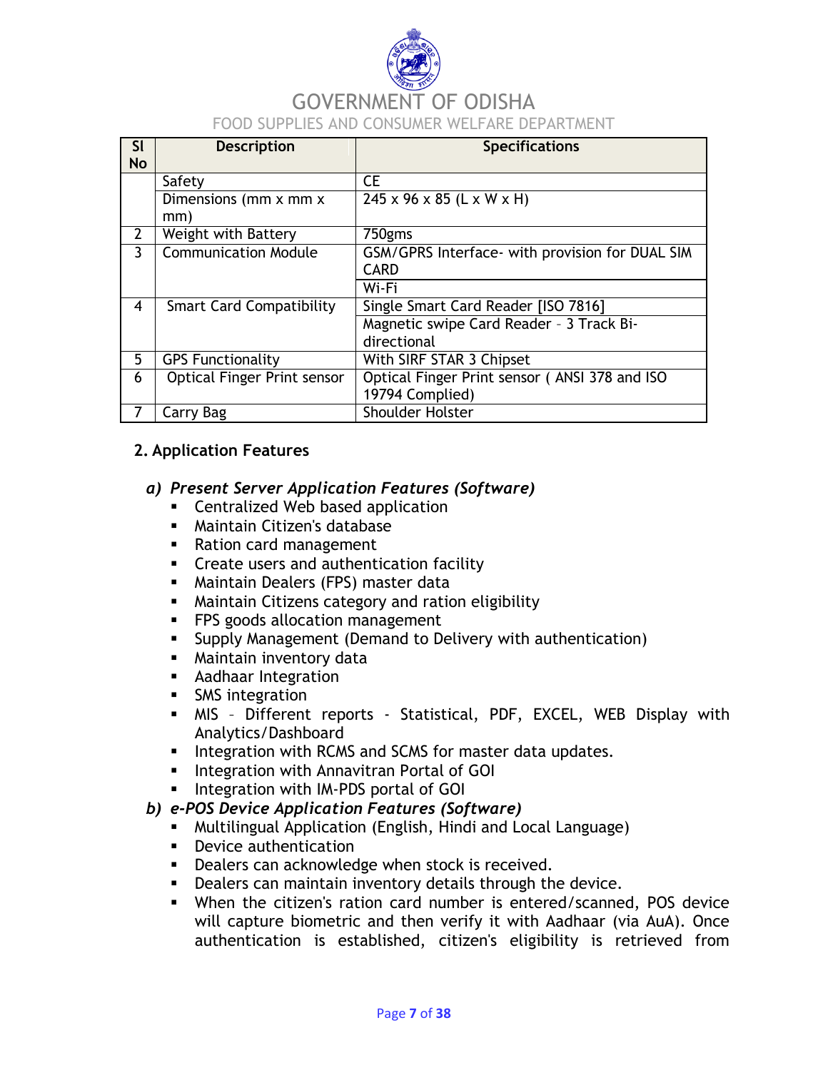| Sl No | Description | Specifications |
|---|---|---|
| | Safety | CE |
| | Dimensions (mm x mm x mm) | 245 x 96 x 85 (L x W x H) |
| 2 | Weight with Battery | 750gms |
| 3 | Communication Module | GSM/GPRS Interface- with provision for DUAL SIM CARD |
| | | Wi-Fi |
| 4 | Smart Card Compatibility | Single Smart Card Reader [ISO 7816] |
| | | Magnetic swipe Card Reader – 3 Track Bi-directional |
| 5 | GPS Functionality | With SIRF STAR 3 Chipset |
| 6 | Optical Finger Print sensor | Optical Finger Print sensor ( ANSI 378 and ISO 19794 Complied) |
| 7 | Carry Bag | Shoulder Holster |

## 2. Application Features

### a) *Present Server Application Features (Software)*

- Centralized Web based application
- Maintain Citizen's database
- Ration card management
- Create users and authentication facility
- Maintain Dealers (FPS) master data
- Maintain Citizens category and ration eligibility
- FPS goods allocation management
- Supply Management (Demand to Delivery with authentication)
- Maintain inventory data
- Aadhaar Integration
- SMS integration
- MIS – Different reports - Statistical, PDF, EXCEL, WEB Display with Analytics/Dashboard
- Integration with RCMS and SCMS for master data updates.
- Integration with Annavitran Portal of GOI
- Integration with IM-PDS portal of GOI

### b) *e-POS Device Application Features (Software)*

- Multilingual Application (English, Hindi and Local Language)
- Device authentication
- Dealers can acknowledge when stock is received.
- Dealers can maintain inventory details through the device.
- When the citizen's ration card number is entered/scanned, POS device will capture biometric and then verify it with Aadhaar (via AuA). Once authentication is established, citizen's eligibility is retrieved from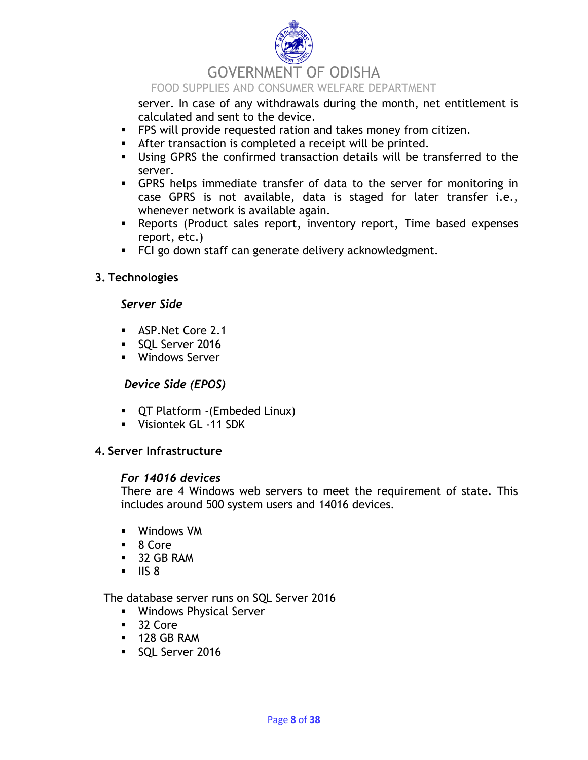server. In case of any withdrawals during the month, net entitlement is calculated and sent to the device.

- FPS will provide requested ration and takes money from citizen.
- After transaction is completed a receipt will be printed.
- Using GPRS the confirmed transaction details will be transferred to the server.
- GPRS helps immediate transfer of data to the server for monitoring in case GPRS is not available, data is staged for later transfer i.e., whenever network is available again.
- Reports (Product sales report, inventory report, Time based expenses report, etc.)
- FCI go down staff can generate delivery acknowledgment.

## 3. Technologies

### *Server Side*

- ASP.Net Core 2.1
- SQL Server 2016
- Windows Server

### *Device Side (EPOS)*

- QT Platform -(Embeded Linux)
- Visiontek GL -11 SDK

## 4. Server Infrastructure

### *For 14016 devices*

There are 4 Windows web servers to meet the requirement of state. This includes around 500 system users and 14016 devices.

- Windows VM
- 8 Core
- 32 GB RAM
- IIS 8

The database server runs on SQL Server 2016

- Windows Physical Server
- 32 Core
- 128 GB RAM
- SQL Server 2016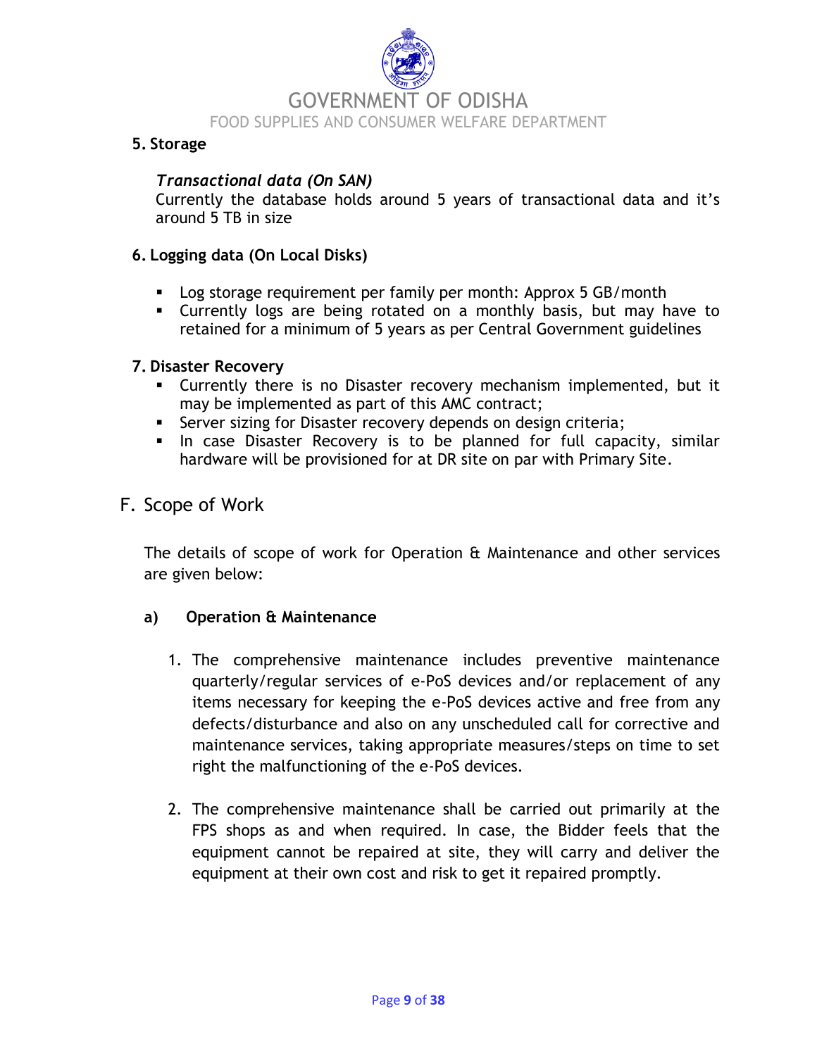**5. Storage**

*Transactional data (On SAN)*
Currently the database holds around 5 years of transactional data and it's around 5 TB in size

**6. Logging data (On Local Disks)**

- Log storage requirement per family per month: Approx 5 GB/month
- Currently logs are being rotated on a monthly basis, but may have to retained for a minimum of 5 years as per Central Government guidelines

**7. Disaster Recovery**

- Currently there is no Disaster recovery mechanism implemented, but it may be implemented as part of this AMC contract;
- Server sizing for Disaster recovery depends on design criteria;
- In case Disaster Recovery is to be planned for full capacity, similar hardware will be provisioned for at DR site on par with Primary Site.

## F. Scope of Work

The details of scope of work for Operation & Maintenance and other services are given below:

### a) Operation & Maintenance

1. The comprehensive maintenance includes preventive maintenance quarterly/regular services of e-PoS devices and/or replacement of any items necessary for keeping the e-PoS devices active and free from any defects/disturbance and also on any unscheduled call for corrective and maintenance services, taking appropriate measures/steps on time to set right the malfunctioning of the e-PoS devices.

2. The comprehensive maintenance shall be carried out primarily at the FPS shops as and when required. In case, the Bidder feels that the equipment cannot be repaired at site, they will carry and deliver the equipment at their own cost and risk to get it repaired promptly.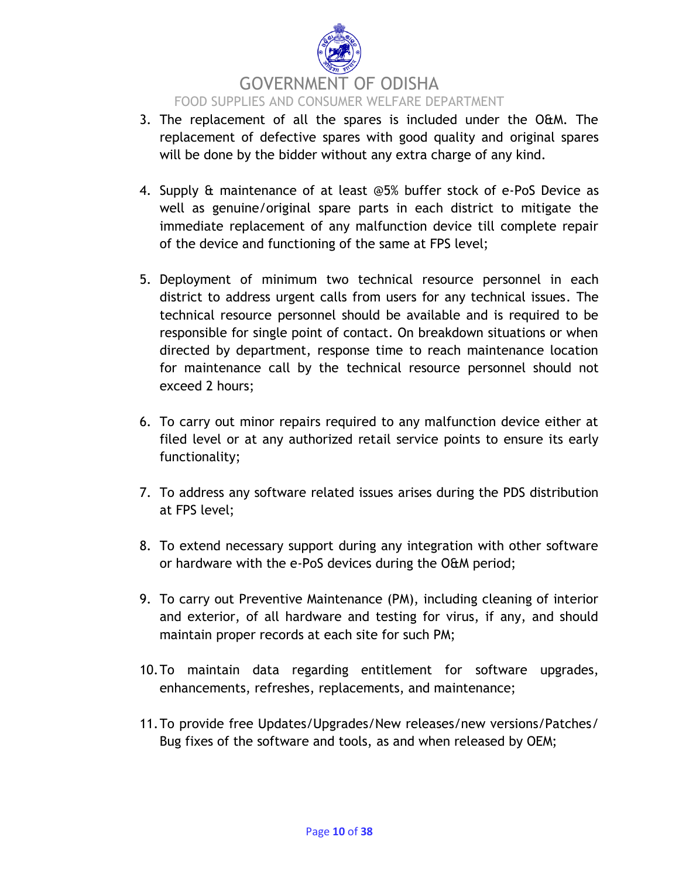3. The replacement of all the spares is included under the O&M. The replacement of defective spares with good quality and original spares will be done by the bidder without any extra charge of any kind.

4. Supply & maintenance of at least @5% buffer stock of e-PoS Device as well as genuine/original spare parts in each district to mitigate the immediate replacement of any malfunction device till complete repair of the device and functioning of the same at FPS level;

5. Deployment of minimum two technical resource personnel in each district to address urgent calls from users for any technical issues. The technical resource personnel should be available and is required to be responsible for single point of contact. On breakdown situations or when directed by department, response time to reach maintenance location for maintenance call by the technical resource personnel should not exceed 2 hours;

6. To carry out minor repairs required to any malfunction device either at filed level or at any authorized retail service points to ensure its early functionality;

7. To address any software related issues arises during the PDS distribution at FPS level;

8. To extend necessary support during any integration with other software or hardware with the e-PoS devices during the O&M period;

9. To carry out Preventive Maintenance (PM), including cleaning of interior and exterior, of all hardware and testing for virus, if any, and should maintain proper records at each site for such PM;

10. To maintain data regarding entitlement for software upgrades, enhancements, refreshes, replacements, and maintenance;

11. To provide free Updates/Upgrades/New releases/new versions/Patches/ Bug fixes of the software and tools, as and when released by OEM;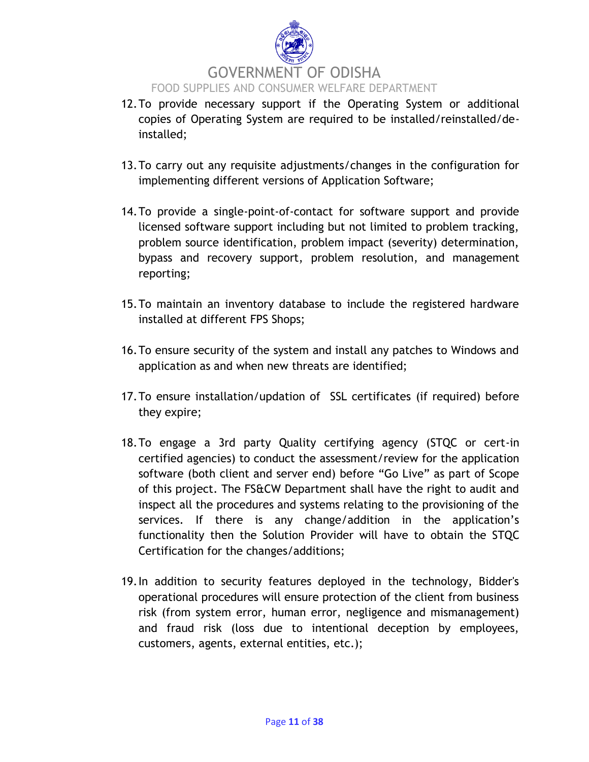12. To provide necessary support if the Operating System or additional copies of Operating System are required to be installed/reinstalled/de-installed;

13. To carry out any requisite adjustments/changes in the configuration for implementing different versions of Application Software;

14. To provide a single-point-of-contact for software support and provide licensed software support including but not limited to problem tracking, problem source identification, problem impact (severity) determination, bypass and recovery support, problem resolution, and management reporting;

15. To maintain an inventory database to include the registered hardware installed at different FPS Shops;

16. To ensure security of the system and install any patches to Windows and application as and when new threats are identified;

17. To ensure installation/updation of SSL certificates (if required) before they expire;

18. To engage a 3rd party Quality certifying agency (STQC or cert-in certified agencies) to conduct the assessment/review for the application software (both client and server end) before "Go Live" as part of Scope of this project. The FS&CW Department shall have the right to audit and inspect all the procedures and systems relating to the provisioning of the services. If there is any change/addition in the application's functionality then the Solution Provider will have to obtain the STQC Certification for the changes/additions;

19. In addition to security features deployed in the technology, Bidder's operational procedures will ensure protection of the client from business risk (from system error, human error, negligence and mismanagement) and fraud risk (loss due to intentional deception by employees, customers, agents, external entities, etc.);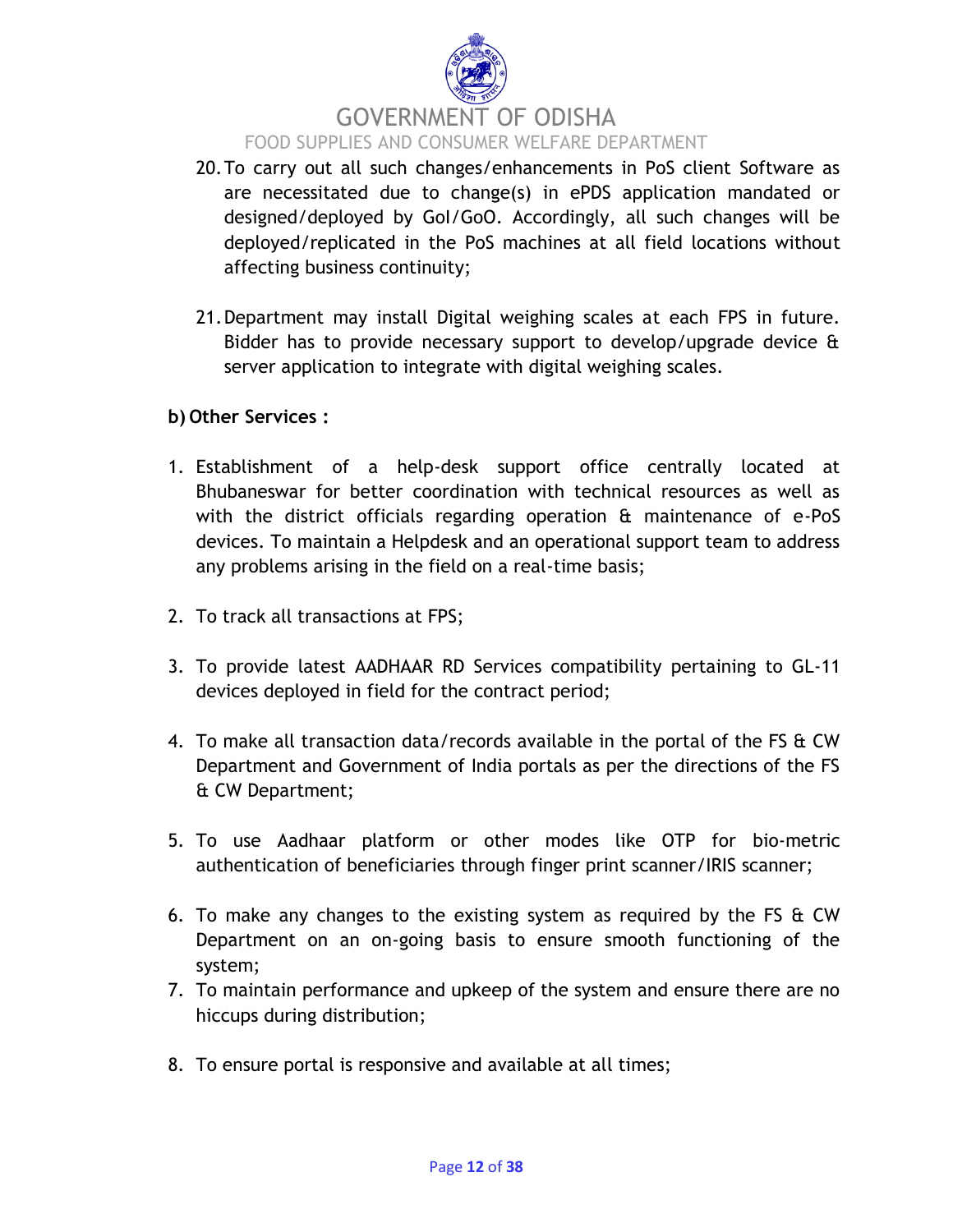20. To carry out all such changes/enhancements in PoS client Software as are necessitated due to change(s) in ePDS application mandated or designed/deployed by GoI/GoO. Accordingly, all such changes will be deployed/replicated in the PoS machines at all field locations without affecting business continuity;

21. Department may install Digital weighing scales at each FPS in future. Bidder has to provide necessary support to develop/upgrade device & server application to integrate with digital weighing scales.

**b) Other Services :**

1. Establishment of a help-desk support office centrally located at Bhubaneswar for better coordination with technical resources as well as with the district officials regarding operation & maintenance of e-PoS devices. To maintain a Helpdesk and an operational support team to address any problems arising in the field on a real-time basis;

2. To track all transactions at FPS;

3. To provide latest AADHAAR RD Services compatibility pertaining to GL-11 devices deployed in field for the contract period;

4. To make all transaction data/records available in the portal of the FS & CW Department and Government of India portals as per the directions of the FS & CW Department;

5. To use Aadhaar platform or other modes like OTP for bio-metric authentication of beneficiaries through finger print scanner/IRIS scanner;

6. To make any changes to the existing system as required by the FS & CW Department on an on-going basis to ensure smooth functioning of the system;
7. To maintain performance and upkeep of the system and ensure there are no hiccups during distribution;

8. To ensure portal is responsive and available at all times;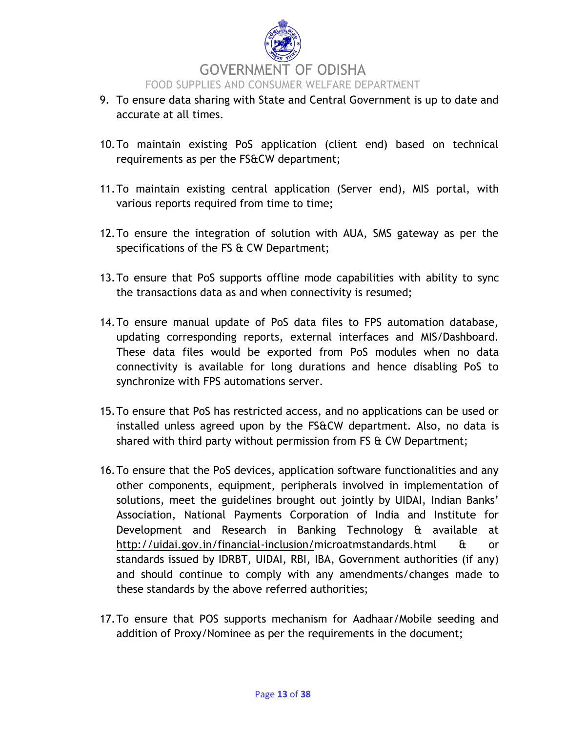9. To ensure data sharing with State and Central Government is up to date and accurate at all times.

10. To maintain existing PoS application (client end) based on technical requirements as per the FS&CW department;

11. To maintain existing central application (Server end), MIS portal, with various reports required from time to time;

12. To ensure the integration of solution with AUA, SMS gateway as per the specifications of the FS & CW Department;

13. To ensure that PoS supports offline mode capabilities with ability to sync the transactions data as and when connectivity is resumed;

14. To ensure manual update of PoS data files to FPS automation database, updating corresponding reports, external interfaces and MIS/Dashboard. These data files would be exported from PoS modules when no data connectivity is available for long durations and hence disabling PoS to synchronize with FPS automations server.

15. To ensure that PoS has restricted access, and no applications can be used or installed unless agreed upon by the FS&CW department. Also, no data is shared with third party without permission from FS & CW Department;

16. To ensure that the PoS devices, application software functionalities and any other components, equipment, peripherals involved in implementation of solutions, meet the guidelines brought out jointly by UIDAI, Indian Banks' Association, National Payments Corporation of India and Institute for Development and Research in Banking Technology & available at http://uidai.gov.in/financial-inclusion/microatmstandards.html & or standards issued by IDRBT, UIDAI, RBI, IBA, Government authorities (if any) and should continue to comply with any amendments/changes made to these standards by the above referred authorities;

17. To ensure that POS supports mechanism for Aadhaar/Mobile seeding and addition of Proxy/Nominee as per the requirements in the document;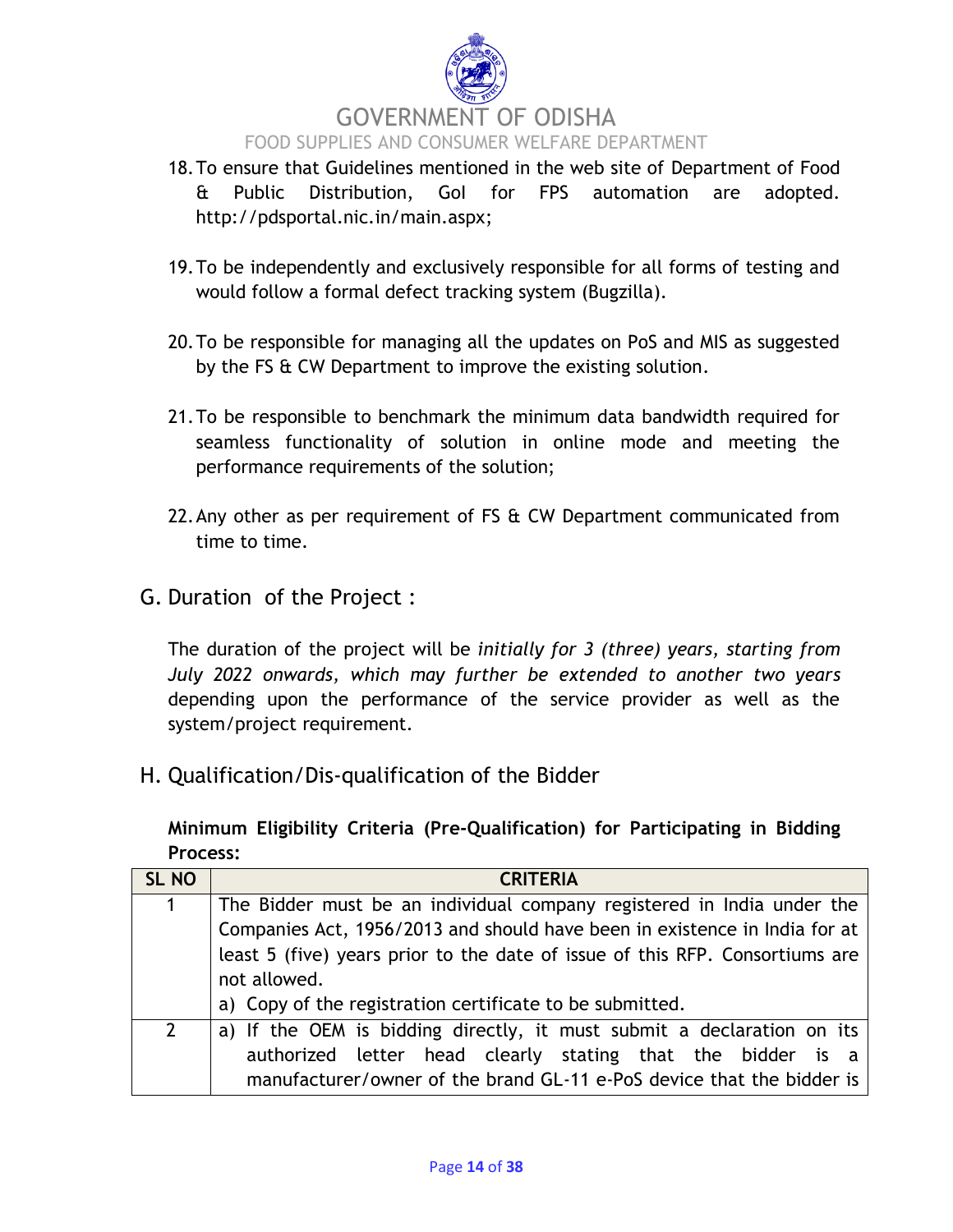18. To ensure that Guidelines mentioned in the web site of Department of Food & Public Distribution, GoI for FPS automation are adopted. http://pdsportal.nic.in/main.aspx;

19. To be independently and exclusively responsible for all forms of testing and would follow a formal defect tracking system (Bugzilla).

20. To be responsible for managing all the updates on PoS and MIS as suggested by the FS & CW Department to improve the existing solution.

21. To be responsible to benchmark the minimum data bandwidth required for seamless functionality of solution in online mode and meeting the performance requirements of the solution;

22. Any other as per requirement of FS & CW Department communicated from time to time.

## G. Duration of the Project :

The duration of the project will be *initially for 3 (three) years, starting from July 2022 onwards, which may further be extended to another two years* depending upon the performance of the service provider as well as the system/project requirement.

## H. Qualification/Dis-qualification of the Bidder

**Minimum Eligibility Criteria (Pre-Qualification) for Participating in Bidding Process:**

| SL NO | CRITERIA |
|---|---|
| 1 | The Bidder must be an individual company registered in India under the Companies Act, 1956/2013 and should have been in existence in India for at least 5 (five) years prior to the date of issue of this RFP. Consortiums are not allowed.<br>a) Copy of the registration certificate to be submitted. |
| 2 | a) If the OEM is bidding directly, it must submit a declaration on its authorized letter head clearly stating that the bidder is a manufacturer/owner of the brand GL-11 e-PoS device that the bidder is |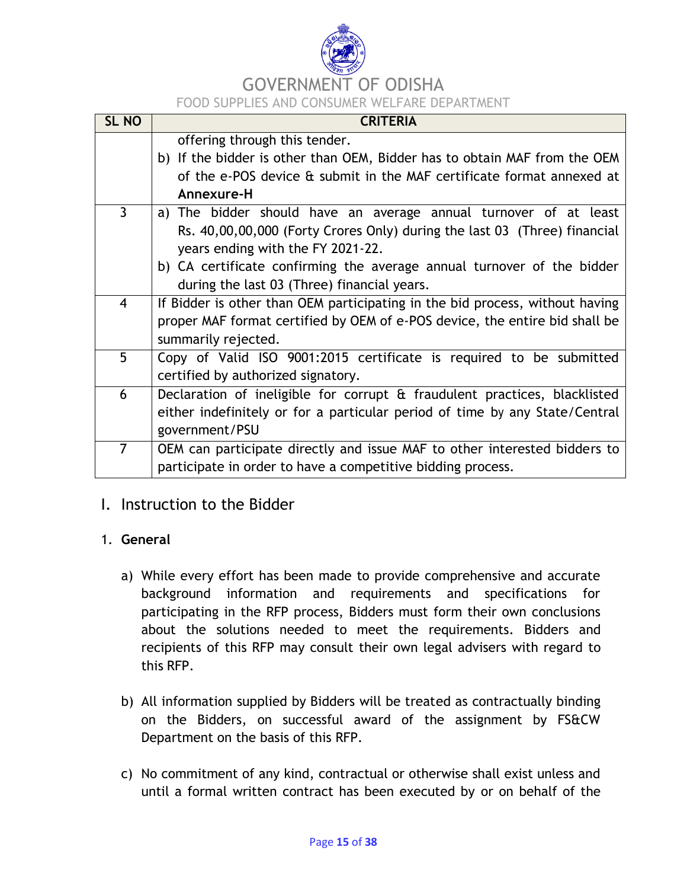| SL NO | CRITERIA |
|---|---|
| | offering through this tender.<br>b) If the bidder is other than OEM, Bidder has to obtain MAF from the OEM of the e-POS device & submit in the MAF certificate format annexed at **Annexure-H** |
| 3 | a) The bidder should have an average annual turnover of at least Rs. 40,00,00,000 (Forty Crores Only) during the last 03 (Three) financial years ending with the FY 2021-22.<br>b) CA certificate confirming the average annual turnover of the bidder during the last 03 (Three) financial years. |
| 4 | If Bidder is other than OEM participating in the bid process, without having proper MAF format certified by OEM of e-POS device, the entire bid shall be summarily rejected. |
| 5 | Copy of Valid ISO 9001:2015 certificate is required to be submitted certified by authorized signatory. |
| 6 | Declaration of ineligible for corrupt & fraudulent practices, blacklisted either indefinitely or for a particular period of time by any State/Central government/PSU |
| 7 | OEM can participate directly and issue MAF to other interested bidders to participate in order to have a competitive bidding process. |

# I. Instruction to the Bidder

## 1. General

a) While every effort has been made to provide comprehensive and accurate background information and requirements and specifications for participating in the RFP process, Bidders must form their own conclusions about the solutions needed to meet the requirements. Bidders and recipients of this RFP may consult their own legal advisers with regard to this RFP.

b) All information supplied by Bidders will be treated as contractually binding on the Bidders, on successful award of the assignment by FS&CW Department on the basis of this RFP.

c) No commitment of any kind, contractual or otherwise shall exist unless and until a formal written contract has been executed by or on behalf of the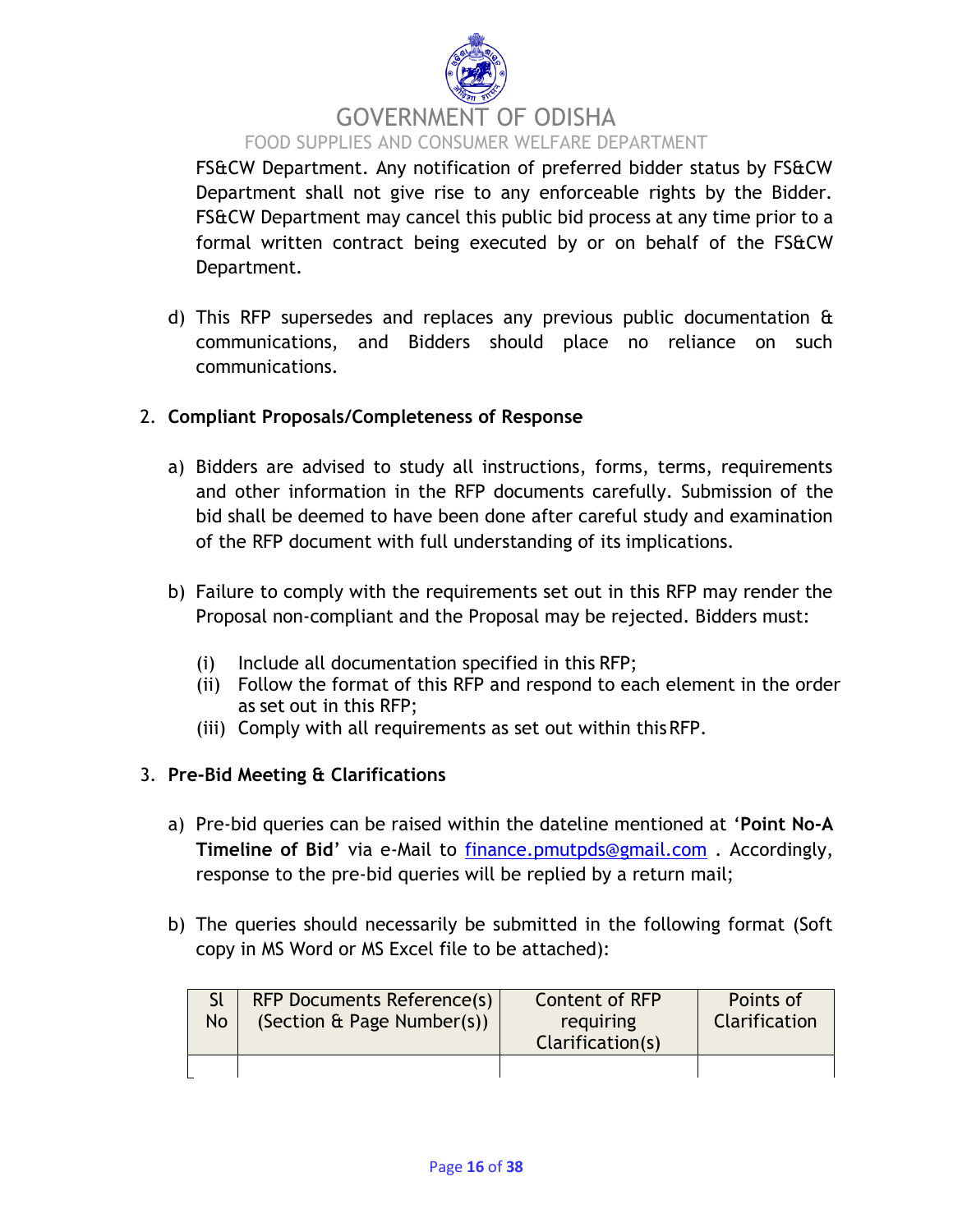FS&CW Department. Any notification of preferred bidder status by FS&CW Department shall not give rise to any enforceable rights by the Bidder. FS&CW Department may cancel this public bid process at any time prior to a formal written contract being executed by or on behalf of the FS&CW Department.

d) This RFP supersedes and replaces any previous public documentation & communications, and Bidders should place no reliance on such communications.

2. **Compliant Proposals/Completeness of Response**

a) Bidders are advised to study all instructions, forms, terms, requirements and other information in the RFP documents carefully. Submission of the bid shall be deemed to have been done after careful study and examination of the RFP document with full understanding of its implications.

b) Failure to comply with the requirements set out in this RFP may render the Proposal non-compliant and the Proposal may be rejected. Bidders must:

(i) Include all documentation specified in this RFP;
(ii) Follow the format of this RFP and respond to each element in the order as set out in this RFP;
(iii) Comply with all requirements as set out within this RFP.

3. **Pre-Bid Meeting & Clarifications**

a) Pre-bid queries can be raised within the dateline mentioned at '**Point No-A Timeline of Bid**' via e-Mail to finance.pmutpds@gmail.com . Accordingly, response to the pre-bid queries will be replied by a return mail;

b) The queries should necessarily be submitted in the following format (Soft copy in MS Word or MS Excel file to be attached):

| Sl No | RFP Documents Reference(s) (Section & Page Number(s)) | Content of RFP requiring Clarification(s) | Points of Clarification |
|---|---|---|---|
| | | | |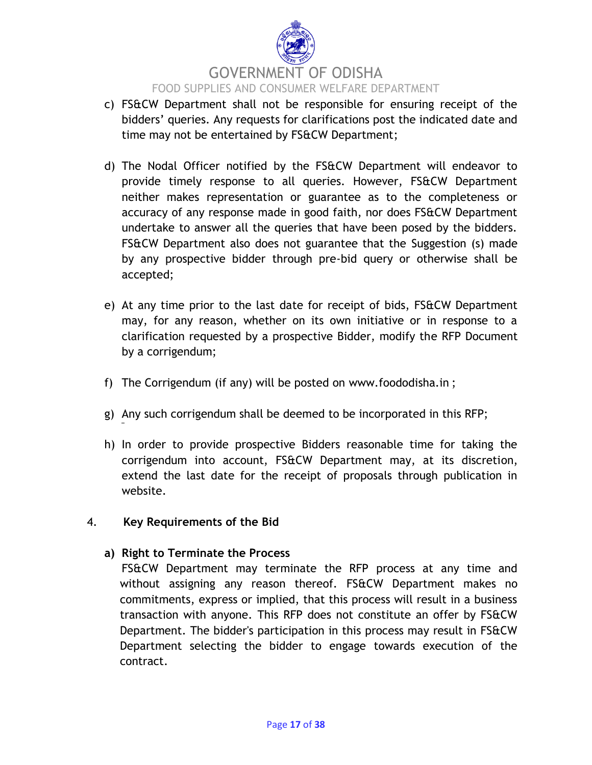c) FS&CW Department shall not be responsible for ensuring receipt of the bidders' queries. Any requests for clarifications post the indicated date and time may not be entertained by FS&CW Department;

d) The Nodal Officer notified by the FS&CW Department will endeavor to provide timely response to all queries. However, FS&CW Department neither makes representation or guarantee as to the completeness or accuracy of any response made in good faith, nor does FS&CW Department undertake to answer all the queries that have been posed by the bidders. FS&CW Department also does not guarantee that the Suggestion (s) made by any prospective bidder through pre-bid query or otherwise shall be accepted;

e) At any time prior to the last date for receipt of bids, FS&CW Department may, for any reason, whether on its own initiative or in response to a clarification requested by a prospective Bidder, modify the RFP Document by a corrigendum;

f) The Corrigendum (if any) will be posted on www.foododisha.in ;

g) Any such corrigendum shall be deemed to be incorporated in this RFP;

h) In order to provide prospective Bidders reasonable time for taking the corrigendum into account, FS&CW Department may, at its discretion, extend the last date for the receipt of proposals through publication in website.

4. **Key Requirements of the Bid**

**a) Right to Terminate the Process**

FS&CW Department may terminate the RFP process at any time and without assigning any reason thereof. FS&CW Department makes no commitments, express or implied, that this process will result in a business transaction with anyone. This RFP does not constitute an offer by FS&CW Department. The bidder's participation in this process may result in FS&CW Department selecting the bidder to engage towards execution of the contract.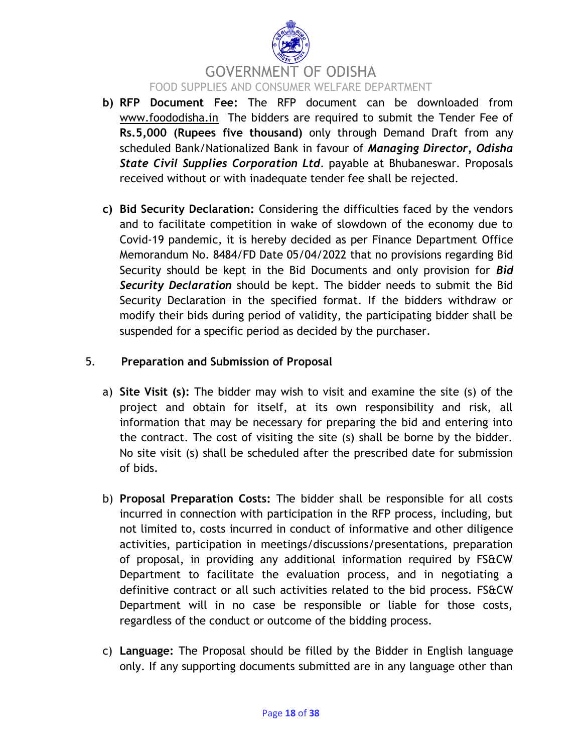b) **RFP Document Fee:** The RFP document can be downloaded from www.foododisha.in The bidders are required to submit the Tender Fee of **Rs.5,000 (Rupees five thousand)** only through Demand Draft from any scheduled Bank/Nationalized Bank in favour of ***Managing Director, Odisha State Civil Supplies Corporation Ltd***. payable at Bhubaneswar. Proposals received without or with inadequate tender fee shall be rejected.

c) **Bid Security Declaration:** Considering the difficulties faced by the vendors and to facilitate competition in wake of slowdown of the economy due to Covid-19 pandemic, it is hereby decided as per Finance Department Office Memorandum No. 8484/FD Date 05/04/2022 that no provisions regarding Bid Security should be kept in the Bid Documents and only provision for ***Bid Security Declaration*** should be kept. The bidder needs to submit the Bid Security Declaration in the specified format. If the bidders withdraw or modify their bids during period of validity, the participating bidder shall be suspended for a specific period as decided by the purchaser.

## 5. Preparation and Submission of Proposal

a) **Site Visit (s):** The bidder may wish to visit and examine the site (s) of the project and obtain for itself, at its own responsibility and risk, all information that may be necessary for preparing the bid and entering into the contract. The cost of visiting the site (s) shall be borne by the bidder. No site visit (s) shall be scheduled after the prescribed date for submission of bids.

b) **Proposal Preparation Costs:** The bidder shall be responsible for all costs incurred in connection with participation in the RFP process, including, but not limited to, costs incurred in conduct of informative and other diligence activities, participation in meetings/discussions/presentations, preparation of proposal, in providing any additional information required by FS&CW Department to facilitate the evaluation process, and in negotiating a definitive contract or all such activities related to the bid process. FS&CW Department will in no case be responsible or liable for those costs, regardless of the conduct or outcome of the bidding process.

c) **Language:** The Proposal should be filled by the Bidder in English language only. If any supporting documents submitted are in any language other than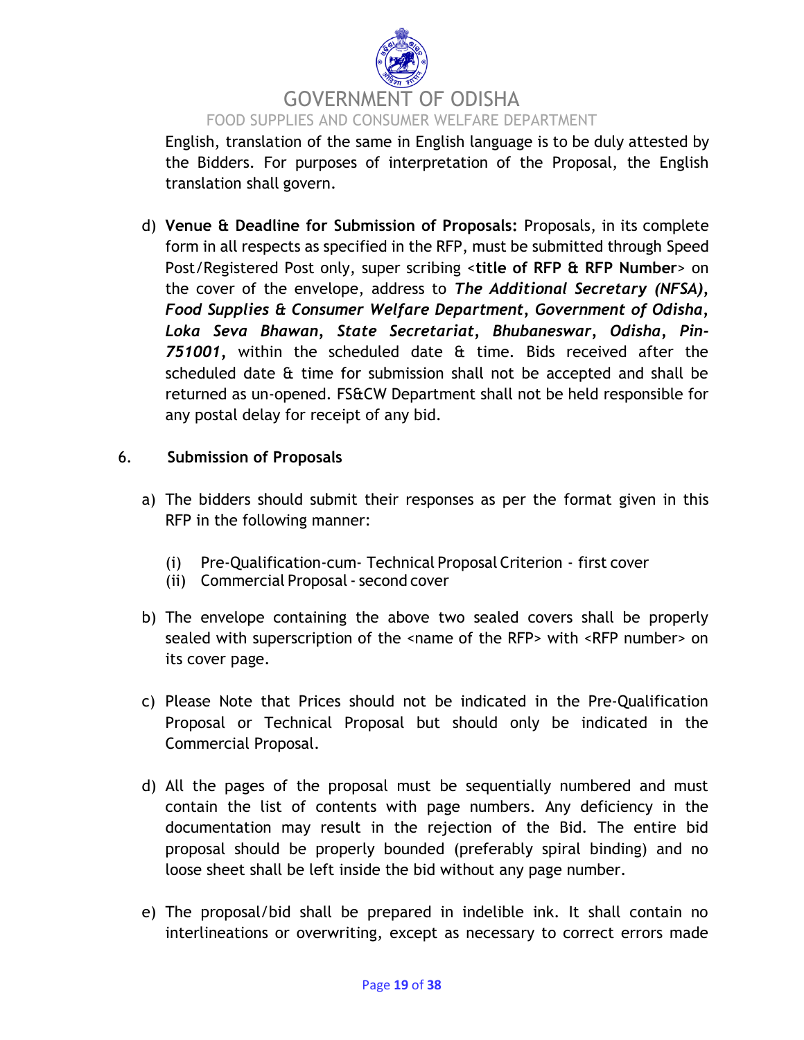English, translation of the same in English language is to be duly attested by the Bidders. For purposes of interpretation of the Proposal, the English translation shall govern.

d) **Venue & Deadline for Submission of Proposals:** Proposals, in its complete form in all respects as specified in the RFP, must be submitted through Speed Post/Registered Post only, super scribing <**title of RFP & RFP Number**> on the cover of the envelope, address to ***The Additional Secretary (NFSA), Food Supplies & Consumer Welfare Department, Government of Odisha, Loka Seva Bhawan, State Secretariat, Bhubaneswar, Odisha, Pin-751001***, within the scheduled date & time. Bids received after the scheduled date & time for submission shall not be accepted and shall be returned as un-opened. FS&CW Department shall not be held responsible for any postal delay for receipt of any bid.

## 6. Submission of Proposals

a) The bidders should submit their responses as per the format given in this RFP in the following manner:

   (i) Pre-Qualification-cum- Technical Proposal Criterion - first cover
   (ii) Commercial Proposal - second cover

b) The envelope containing the above two sealed covers shall be properly sealed with superscription of the <name of the RFP> with <RFP number> on its cover page.

c) Please Note that Prices should not be indicated in the Pre-Qualification Proposal or Technical Proposal but should only be indicated in the Commercial Proposal.

d) All the pages of the proposal must be sequentially numbered and must contain the list of contents with page numbers. Any deficiency in the documentation may result in the rejection of the Bid. The entire bid proposal should be properly bounded (preferably spiral binding) and no loose sheet shall be left inside the bid without any page number.

e) The proposal/bid shall be prepared in indelible ink. It shall contain no interlineations or overwriting, except as necessary to correct errors made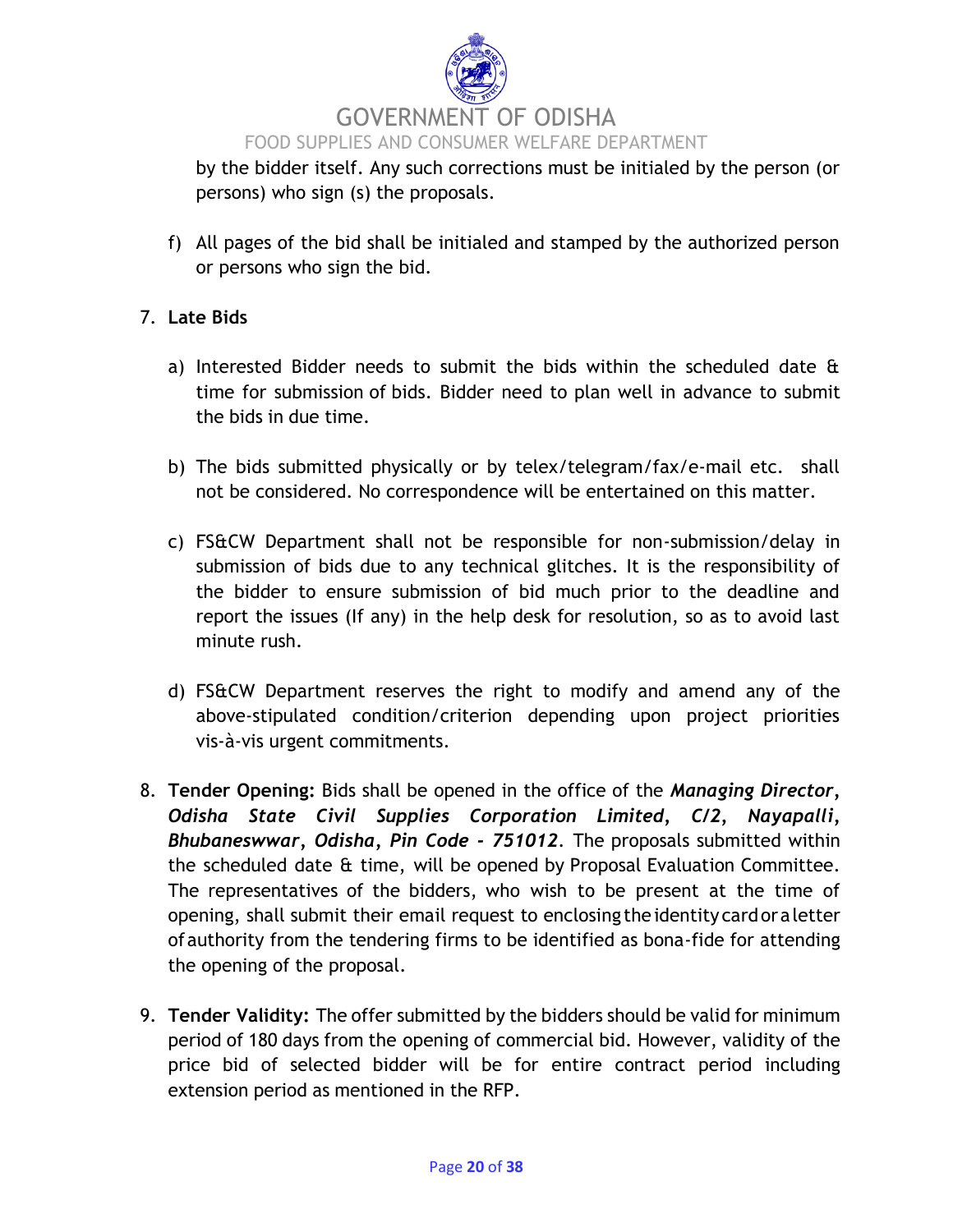by the bidder itself. Any such corrections must be initialed by the person (or persons) who sign (s) the proposals.

f) All pages of the bid shall be initialed and stamped by the authorized person or persons who sign the bid.

7. **Late Bids**

   a) Interested Bidder needs to submit the bids within the scheduled date & time for submission of bids. Bidder need to plan well in advance to submit the bids in due time.

   b) The bids submitted physically or by telex/telegram/fax/e-mail etc. shall not be considered. No correspondence will be entertained on this matter.

   c) FS&CW Department shall not be responsible for non-submission/delay in submission of bids due to any technical glitches. It is the responsibility of the bidder to ensure submission of bid much prior to the deadline and report the issues (If any) in the help desk for resolution, so as to avoid last minute rush.

   d) FS&CW Department reserves the right to modify and amend any of the above-stipulated condition/criterion depending upon project priorities vis-à-vis urgent commitments.

8. **Tender Opening:** Bids shall be opened in the office of the ***Managing Director, Odisha State Civil Supplies Corporation Limited, C/2, Nayapalli, Bhubaneswwar, Odisha, Pin Code - 751012***. The proposals submitted within the scheduled date & time, will be opened by Proposal Evaluation Committee. The representatives of the bidders, who wish to be present at the time of opening, shall submit their email request to enclosing the identity card or a letter of authority from the tendering firms to be identified as bona-fide for attending the opening of the proposal.

9. **Tender Validity:** The offer submitted by the bidders should be valid for minimum period of 180 days from the opening of commercial bid. However, validity of the price bid of selected bidder will be for entire contract period including extension period as mentioned in the RFP.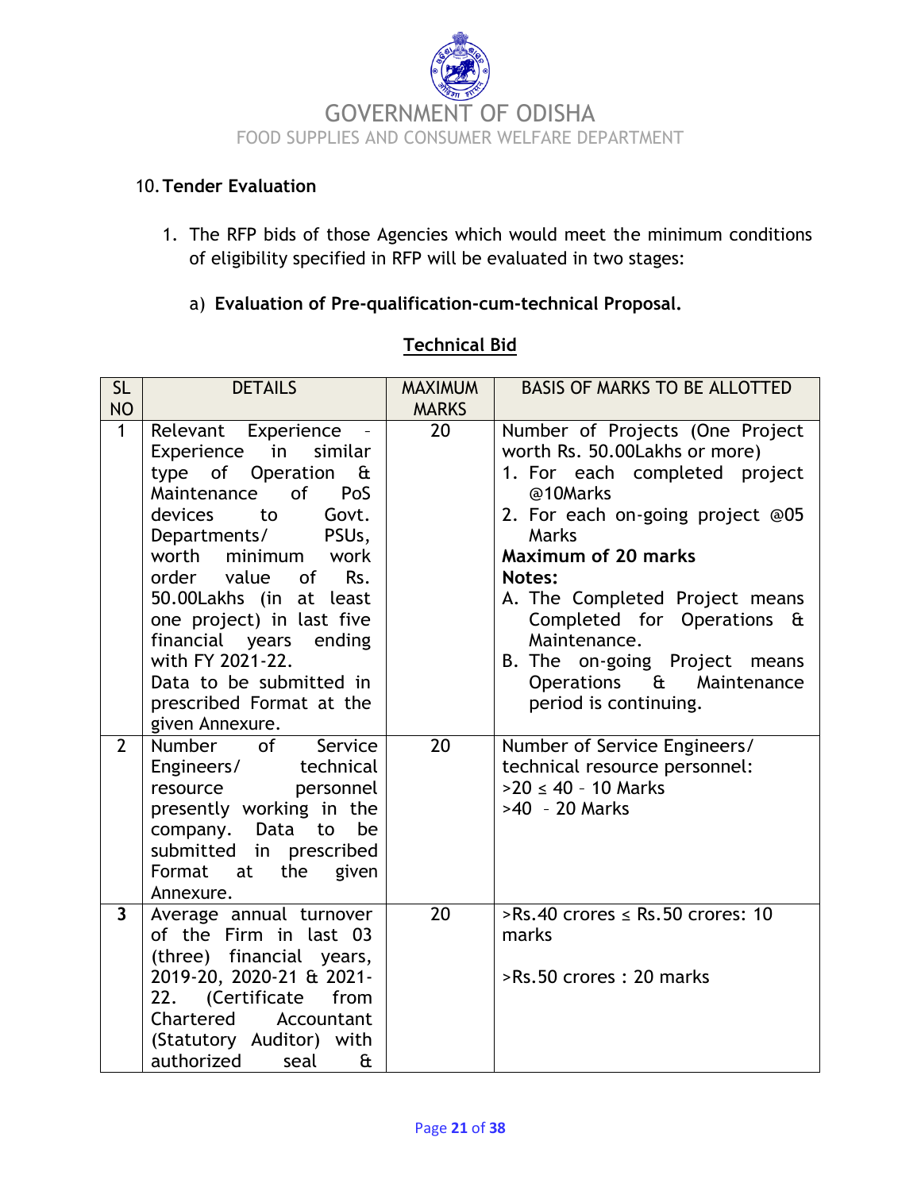## 10. Tender Evaluation

1. The RFP bids of those Agencies which would meet the minimum conditions of eligibility specified in RFP will be evaluated in two stages:

   a) **Evaluation of Pre-qualification-cum-technical Proposal.**

**Technical Bid**

| SL NO | DETAILS | MAXIMUM MARKS | BASIS OF MARKS TO BE ALLOTTED |
|---|---|---|---|
| 1 | Relevant Experience - Experience in similar type of Operation & Maintenance of PoS devices to Govt. Departments/ PSUs, worth minimum work order value of Rs. 50.00Lakhs (in at least one project) in last five financial years ending with FY 2021-22. Data to be submitted in prescribed Format at the given Annexure. | 20 | Number of Projects (One Project worth Rs. 50.00Lakhs or more)<br>1. For each completed project @10Marks<br>2. For each on-going project @05 Marks<br>**Maximum of 20 marks**<br>**Notes:**<br>A. The Completed Project means Completed for Operations & Maintenance.<br>B. The on-going Project means Operations & Maintenance period is continuing. |
| 2 | Number of Service Engineers/ technical resource personnel presently working in the company. Data to be submitted in prescribed Format at the given Annexure. | 20 | Number of Service Engineers/ technical resource personnel:<br>>20 ≤ 40 – 10 Marks<br>>40 – 20 Marks |
| 3 | Average annual turnover of the Firm in last 03 (three) financial years, 2019-20, 2020-21 & 2021-22. (Certificate from Chartered Accountant (Statutory Auditor) with authorized seal & | 20 | >Rs.40 crores ≤ Rs.50 crores: 10 marks<br><br>>Rs.50 crores : 20 marks |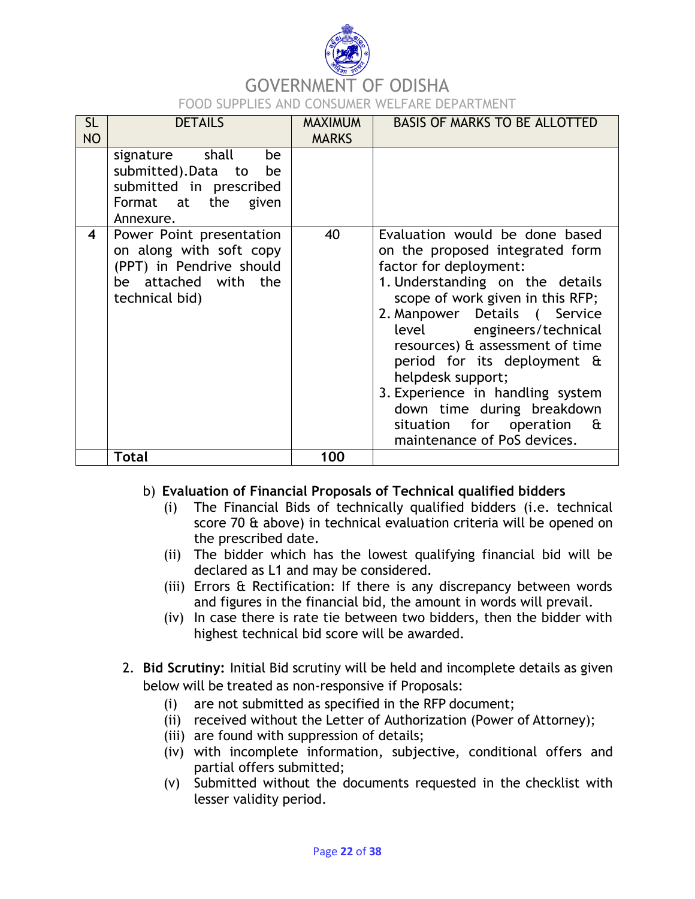| SL NO | DETAILS | MAXIMUM MARKS | BASIS OF MARKS TO BE ALLOTTED |
|---|---|---|---|
| | signature shall be submitted).Data to be submitted in prescribed Format at the given Annexure. | | |
| **4** | Power Point presentation on along with soft copy (PPT) in Pendrive should be attached with the technical bid) | 40 | Evaluation would be done based on the proposed integrated form factor for deployment: 1. Understanding on the details scope of work given in this RFP; 2. Manpower Details ( Service level engineers/technical resources) & assessment of time period for its deployment & helpdesk support; 3. Experience in handling system down time during breakdown situation for operation & maintenance of PoS devices. |
| | **Total** | **100** | |

b) **Evaluation of Financial Proposals of Technical qualified bidders**

(i) The Financial Bids of technically qualified bidders (i.e. technical score 70 & above) in technical evaluation criteria will be opened on the prescribed date.

(ii) The bidder which has the lowest qualifying financial bid will be declared as L1 and may be considered.

(iii) Errors & Rectification: If there is any discrepancy between words and figures in the financial bid, the amount in words will prevail.

(iv) In case there is rate tie between two bidders, then the bidder with highest technical bid score will be awarded.

2. **Bid Scrutiny:** Initial Bid scrutiny will be held and incomplete details as given below will be treated as non-responsive if Proposals:

(i) are not submitted as specified in the RFP document;

(ii) received without the Letter of Authorization (Power of Attorney);

(iii) are found with suppression of details;

(iv) with incomplete information, subjective, conditional offers and partial offers submitted;

(v) Submitted without the documents requested in the checklist with lesser validity period.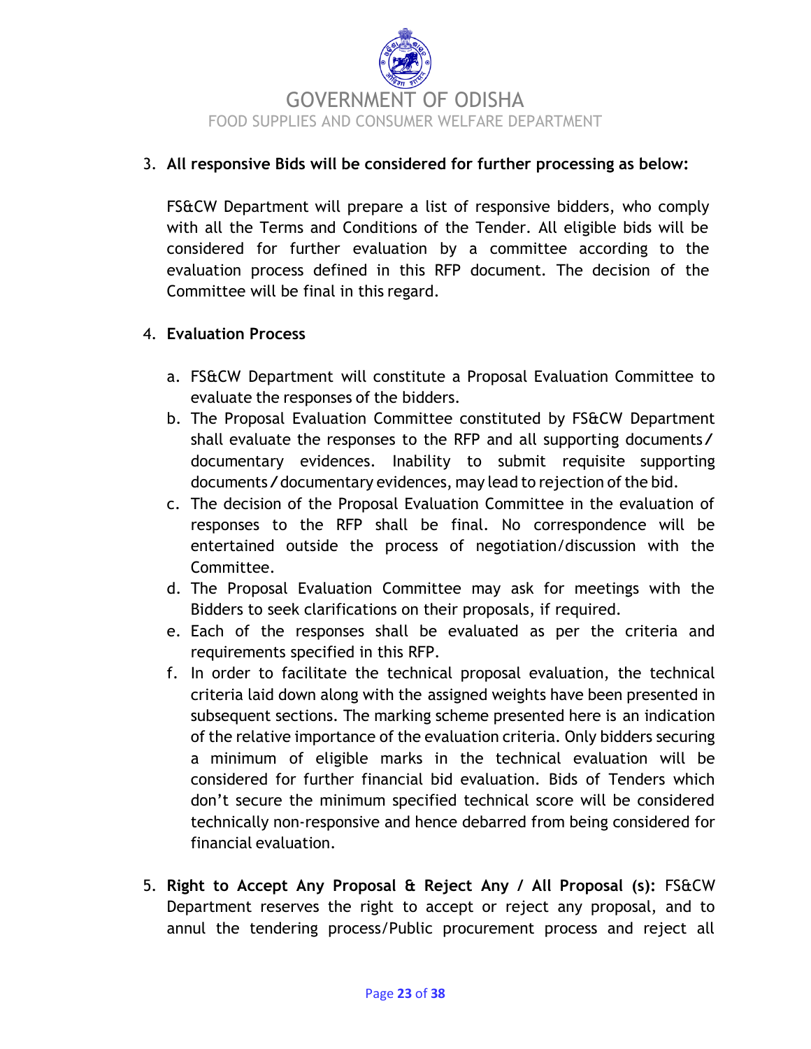3. **All responsive Bids will be considered for further processing as below:**

   FS&CW Department will prepare a list of responsive bidders, who comply with all the Terms and Conditions of the Tender. All eligible bids will be considered for further evaluation by a committee according to the evaluation process defined in this RFP document. The decision of the Committee will be final in this regard.

4. **Evaluation Process**

   a. FS&CW Department will constitute a Proposal Evaluation Committee to evaluate the responses of the bidders.
   b. The Proposal Evaluation Committee constituted by FS&CW Department shall evaluate the responses to the RFP and all supporting documents / documentary evidences. Inability to submit requisite supporting documents / documentary evidences, may lead to rejection of the bid.
   c. The decision of the Proposal Evaluation Committee in the evaluation of responses to the RFP shall be final. No correspondence will be entertained outside the process of negotiation/discussion with the Committee.
   d. The Proposal Evaluation Committee may ask for meetings with the Bidders to seek clarifications on their proposals, if required.
   e. Each of the responses shall be evaluated as per the criteria and requirements specified in this RFP.
   f. In order to facilitate the technical proposal evaluation, the technical criteria laid down along with the assigned weights have been presented in subsequent sections. The marking scheme presented here is an indication of the relative importance of the evaluation criteria. Only bidders securing a minimum of eligible marks in the technical evaluation will be considered for further financial bid evaluation. Bids of Tenders which don't secure the minimum specified technical score will be considered technically non-responsive and hence debarred from being considered for financial evaluation.

5. **Right to Accept Any Proposal & Reject Any / All Proposal (s):** FS&CW Department reserves the right to accept or reject any proposal, and to annul the tendering process/Public procurement process and reject all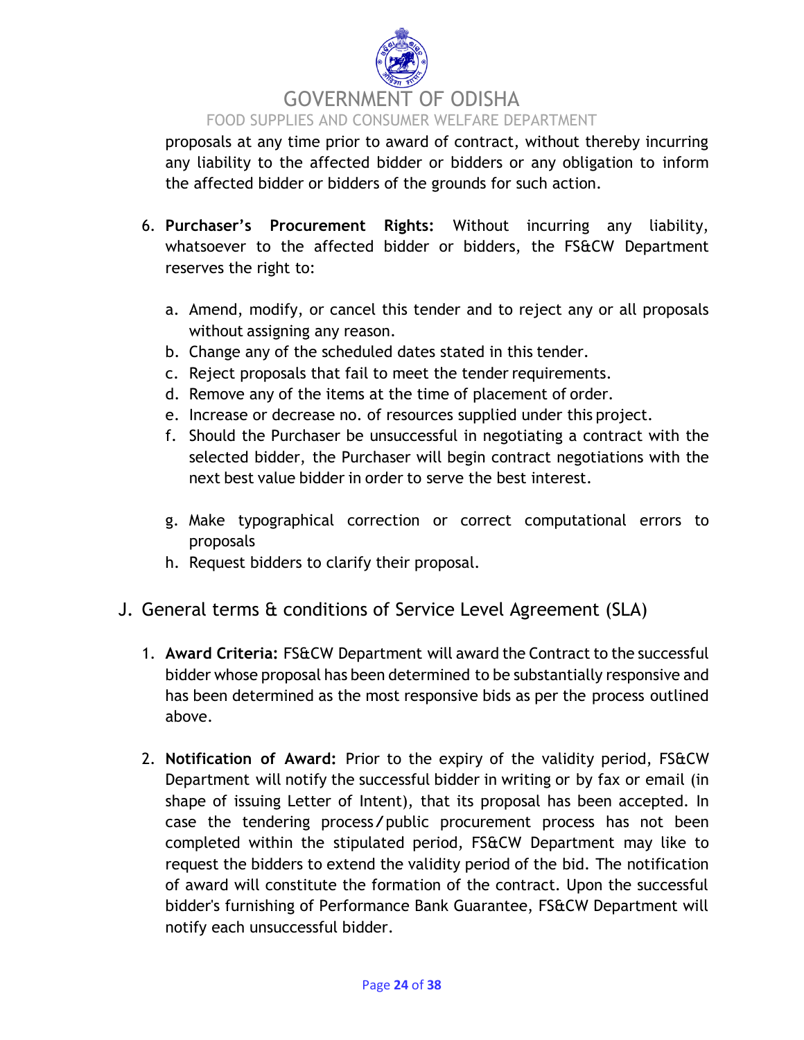proposals at any time prior to award of contract, without thereby incurring any liability to the affected bidder or bidders or any obligation to inform the affected bidder or bidders of the grounds for such action.

6. **Purchaser's Procurement Rights:** Without incurring any liability, whatsoever to the affected bidder or bidders, the FS&CW Department reserves the right to:

   a. Amend, modify, or cancel this tender and to reject any or all proposals without assigning any reason.
   b. Change any of the scheduled dates stated in this tender.
   c. Reject proposals that fail to meet the tender requirements.
   d. Remove any of the items at the time of placement of order.
   e. Increase or decrease no. of resources supplied under this project.
   f. Should the Purchaser be unsuccessful in negotiating a contract with the selected bidder, the Purchaser will begin contract negotiations with the next best value bidder in order to serve the best interest.
   g. Make typographical correction or correct computational errors to proposals
   h. Request bidders to clarify their proposal.

## J. General terms & conditions of Service Level Agreement (SLA)

1. **Award Criteria:** FS&CW Department will award the Contract to the successful bidder whose proposal has been determined to be substantially responsive and has been determined as the most responsive bids as per the process outlined above.

2. **Notification of Award:** Prior to the expiry of the validity period, FS&CW Department will notify the successful bidder in writing or by fax or email (in shape of issuing Letter of Intent), that its proposal has been accepted. In case the tendering process/public procurement process has not been completed within the stipulated period, FS&CW Department may like to request the bidders to extend the validity period of the bid. The notification of award will constitute the formation of the contract. Upon the successful bidder's furnishing of Performance Bank Guarantee, FS&CW Department will notify each unsuccessful bidder.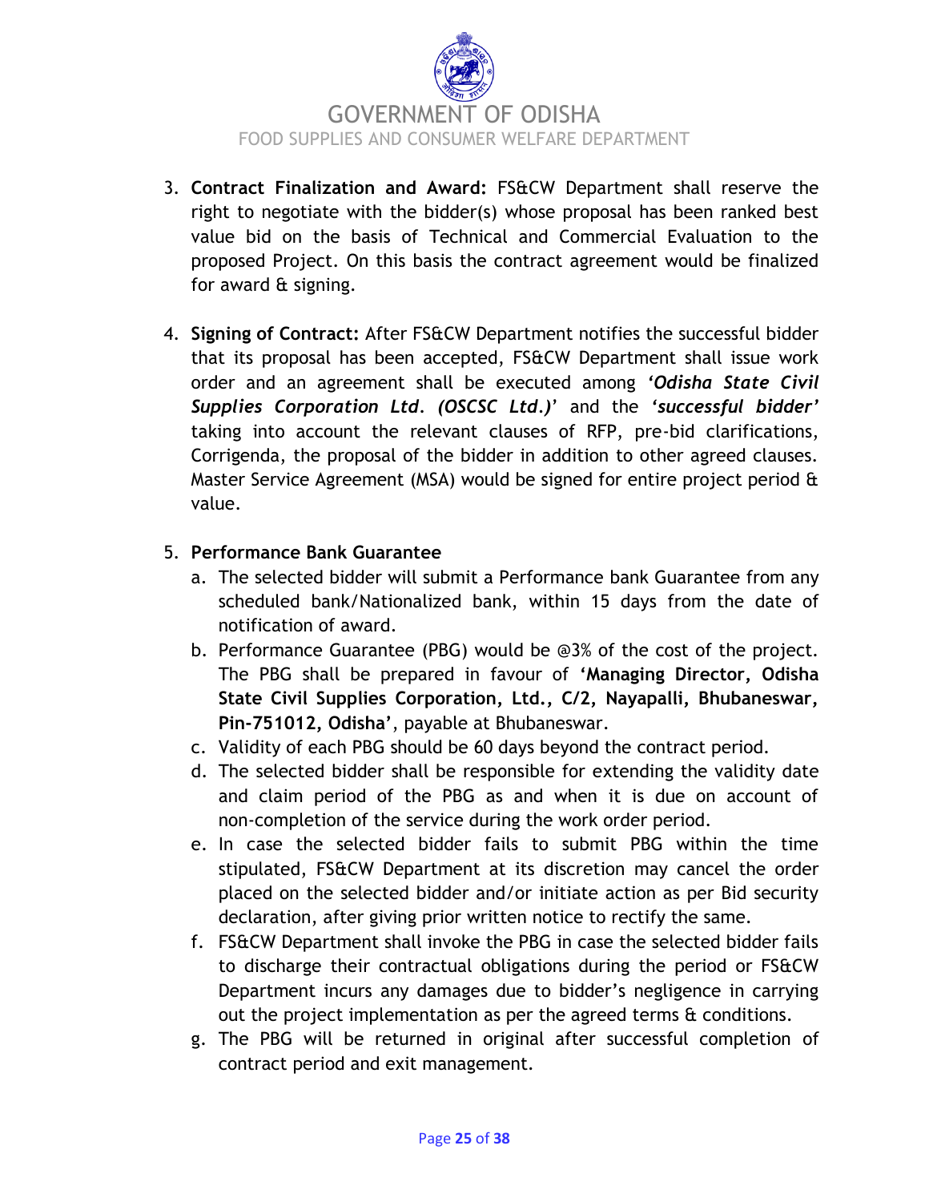3. **Contract Finalization and Award:** FS&CW Department shall reserve the right to negotiate with the bidder(s) whose proposal has been ranked best value bid on the basis of Technical and Commercial Evaluation to the proposed Project. On this basis the contract agreement would be finalized for award & signing.

4. **Signing of Contract:** After FS&CW Department notifies the successful bidder that its proposal has been accepted, FS&CW Department shall issue work order and an agreement shall be executed among ***'Odisha State Civil Supplies Corporation Ltd. (OSCSC Ltd.)'*** and the ***'successful bidder'*** taking into account the relevant clauses of RFP, pre-bid clarifications, Corrigenda, the proposal of the bidder in addition to other agreed clauses. Master Service Agreement (MSA) would be signed for entire project period & value.

5. **Performance Bank Guarantee**
   a. The selected bidder will submit a Performance bank Guarantee from any scheduled bank/Nationalized bank, within 15 days from the date of notification of award.
   b. Performance Guarantee (PBG) would be @3% of the cost of the project. The PBG shall be prepared in favour of **'Managing Director, Odisha State Civil Supplies Corporation, Ltd., C/2, Nayapalli, Bhubaneswar, Pin-751012, Odisha'**, payable at Bhubaneswar.
   c. Validity of each PBG should be 60 days beyond the contract period.
   d. The selected bidder shall be responsible for extending the validity date and claim period of the PBG as and when it is due on account of non-completion of the service during the work order period.
   e. In case the selected bidder fails to submit PBG within the time stipulated, FS&CW Department at its discretion may cancel the order placed on the selected bidder and/or initiate action as per Bid security declaration, after giving prior written notice to rectify the same.
   f. FS&CW Department shall invoke the PBG in case the selected bidder fails to discharge their contractual obligations during the period or FS&CW Department incurs any damages due to bidder's negligence in carrying out the project implementation as per the agreed terms & conditions.
   g. The PBG will be returned in original after successful completion of contract period and exit management.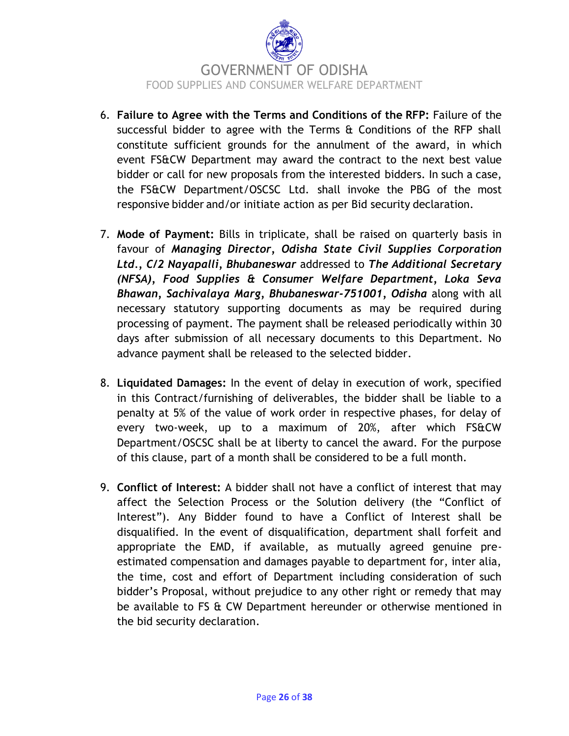6. **Failure to Agree with the Terms and Conditions of the RFP:** Failure of the successful bidder to agree with the Terms & Conditions of the RFP shall constitute sufficient grounds for the annulment of the award, in which event FS&CW Department may award the contract to the next best value bidder or call for new proposals from the interested bidders. In such a case, the FS&CW Department/OSCSC Ltd. shall invoke the PBG of the most responsive bidder and/or initiate action as per Bid security declaration.

7. **Mode of Payment:** Bills in triplicate, shall be raised on quarterly basis in favour of ***Managing Director, Odisha State Civil Supplies Corporation Ltd., C/2 Nayapalli, Bhubaneswar*** addressed to ***The Additional Secretary (NFSA), Food Supplies & Consumer Welfare Department, Loka Seva Bhawan, Sachivalaya Marg, Bhubaneswar-751001, Odisha*** along with all necessary statutory supporting documents as may be required during processing of payment. The payment shall be released periodically within 30 days after submission of all necessary documents to this Department. No advance payment shall be released to the selected bidder.

8. **Liquidated Damages:** In the event of delay in execution of work, specified in this Contract/furnishing of deliverables, the bidder shall be liable to a penalty at 5% of the value of work order in respective phases, for delay of every two-week, up to a maximum of 20%, after which FS&CW Department/OSCSC shall be at liberty to cancel the award. For the purpose of this clause, part of a month shall be considered to be a full month.

9. **Conflict of Interest:** A bidder shall not have a conflict of interest that may affect the Selection Process or the Solution delivery (the "Conflict of Interest"). Any Bidder found to have a Conflict of Interest shall be disqualified. In the event of disqualification, department shall forfeit and appropriate the EMD, if available, as mutually agreed genuine pre-estimated compensation and damages payable to department for, inter alia, the time, cost and effort of Department including consideration of such bidder's Proposal, without prejudice to any other right or remedy that may be available to FS & CW Department hereunder or otherwise mentioned in the bid security declaration.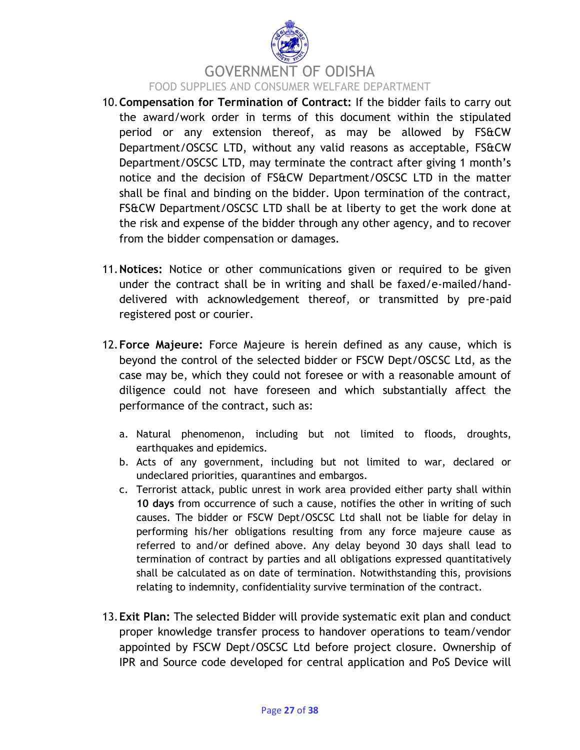10. **Compensation for Termination of Contract:** If the bidder fails to carry out the award/work order in terms of this document within the stipulated period or any extension thereof, as may be allowed by FS&CW Department/OSCSC LTD, without any valid reasons as acceptable, FS&CW Department/OSCSC LTD, may terminate the contract after giving 1 month's notice and the decision of FS&CW Department/OSCSC LTD in the matter shall be final and binding on the bidder. Upon termination of the contract, FS&CW Department/OSCSC LTD shall be at liberty to get the work done at the risk and expense of the bidder through any other agency, and to recover from the bidder compensation or damages.

11. **Notices:** Notice or other communications given or required to be given under the contract shall be in writing and shall be faxed/e-mailed/hand-delivered with acknowledgement thereof, or transmitted by pre-paid registered post or courier.

12. **Force Majeure:** Force Majeure is herein defined as any cause, which is beyond the control of the selected bidder or FSCW Dept/OSCSC Ltd, as the case may be, which they could not foresee or with a reasonable amount of diligence could not have foreseen and which substantially affect the performance of the contract, such as:

    a. Natural phenomenon, including but not limited to floods, droughts, earthquakes and epidemics.
    b. Acts of any government, including but not limited to war, declared or undeclared priorities, quarantines and embargos.
    c. Terrorist attack, public unrest in work area provided either party shall within **10 days** from occurrence of such a cause, notifies the other in writing of such causes. The bidder or FSCW Dept/OSCSC Ltd shall not be liable for delay in performing his/her obligations resulting from any force majeure cause as referred to and/or defined above. Any delay beyond 30 days shall lead to termination of contract by parties and all obligations expressed quantitatively shall be calculated as on date of termination. Notwithstanding this, provisions relating to indemnity, confidentiality survive termination of the contract.

13. **Exit Plan:** The selected Bidder will provide systematic exit plan and conduct proper knowledge transfer process to handover operations to team/vendor appointed by FSCW Dept/OSCSC Ltd before project closure. Ownership of IPR and Source code developed for central application and PoS Device will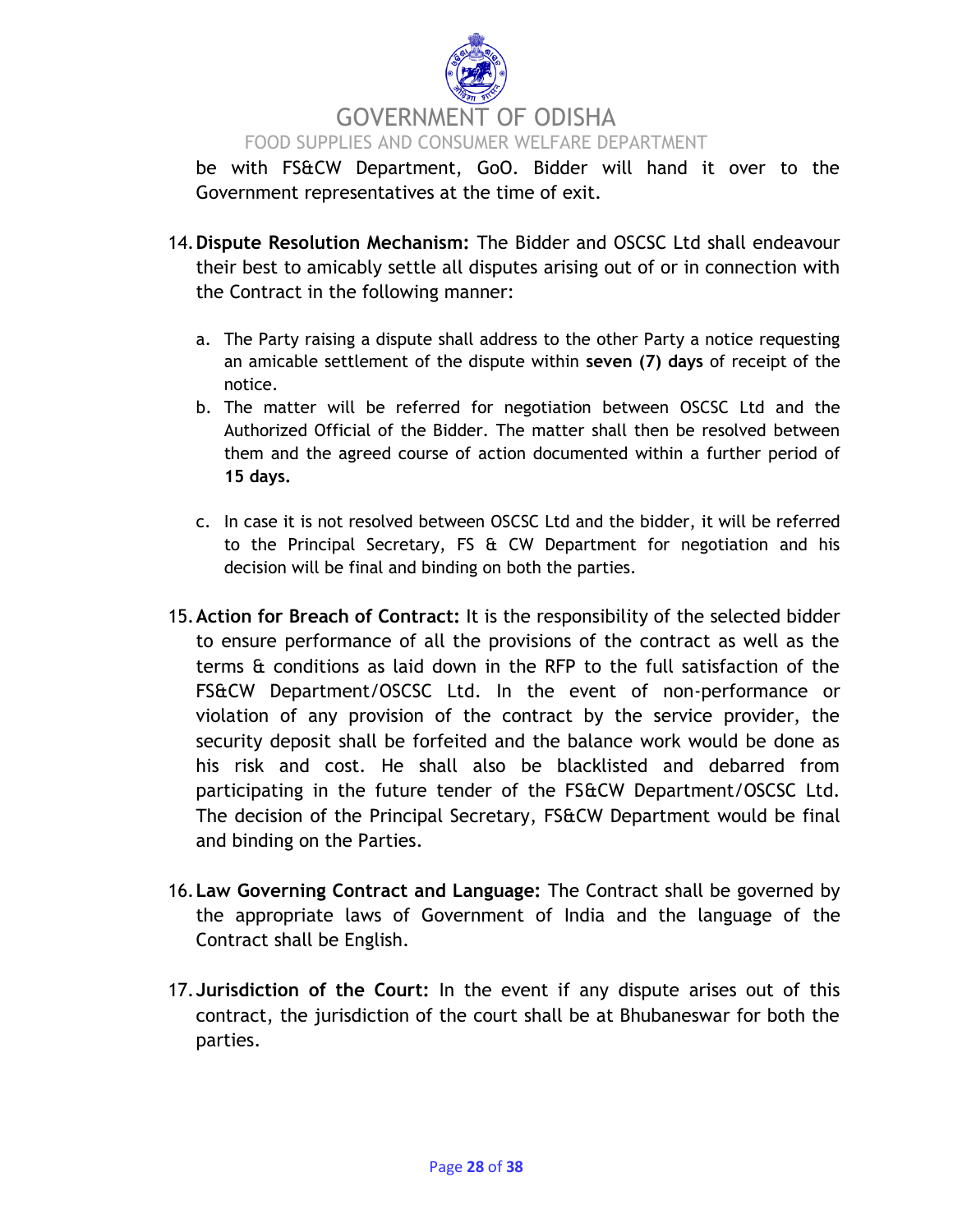be with FS&CW Department, GoO. Bidder will hand it over to the Government representatives at the time of exit.

14. **Dispute Resolution Mechanism:** The Bidder and OSCSC Ltd shall endeavour their best to amicably settle all disputes arising out of or in connection with the Contract in the following manner:

    a. The Party raising a dispute shall address to the other Party a notice requesting an amicable settlement of the dispute within **seven (7) days** of receipt of the notice.
    b. The matter will be referred for negotiation between OSCSC Ltd and the Authorized Official of the Bidder. The matter shall then be resolved between them and the agreed course of action documented within a further period of **15 days.**
    c. In case it is not resolved between OSCSC Ltd and the bidder, it will be referred to the Principal Secretary, FS & CW Department for negotiation and his decision will be final and binding on both the parties.

15. **Action for Breach of Contract:** It is the responsibility of the selected bidder to ensure performance of all the provisions of the contract as well as the terms & conditions as laid down in the RFP to the full satisfaction of the FS&CW Department/OSCSC Ltd. In the event of non-performance or violation of any provision of the contract by the service provider, the security deposit shall be forfeited and the balance work would be done as his risk and cost. He shall also be blacklisted and debarred from participating in the future tender of the FS&CW Department/OSCSC Ltd. The decision of the Principal Secretary, FS&CW Department would be final and binding on the Parties.

16. **Law Governing Contract and Language:** The Contract shall be governed by the appropriate laws of Government of India and the language of the Contract shall be English.

17. **Jurisdiction of the Court:** In the event if any dispute arises out of this contract, the jurisdiction of the court shall be at Bhubaneswar for both the parties.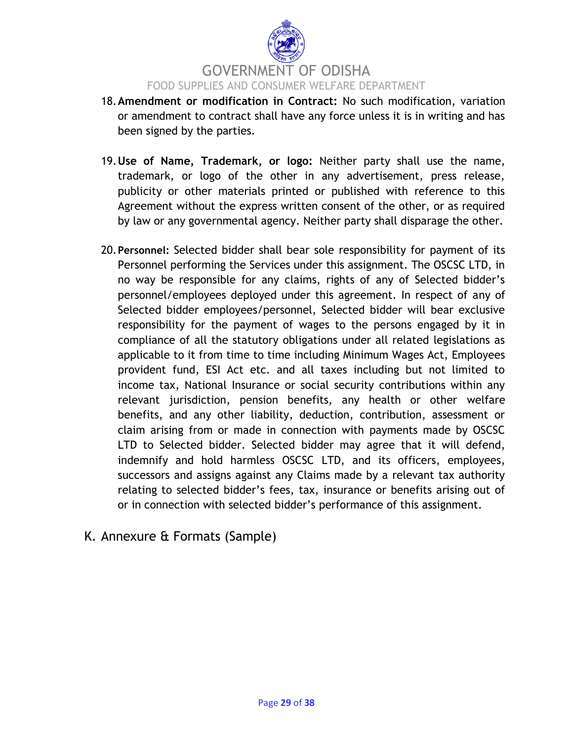18. **Amendment or modification in Contract:** No such modification, variation or amendment to contract shall have any force unless it is in writing and has been signed by the parties.

19. **Use of Name, Trademark, or logo:** Neither party shall use the name, trademark, or logo of the other in any advertisement, press release, publicity or other materials printed or published with reference to this Agreement without the express written consent of the other, or as required by law or any governmental agency. Neither party shall disparage the other.

20. **Personnel:** Selected bidder shall bear sole responsibility for payment of its Personnel performing the Services under this assignment. The OSCSC LTD, in no way be responsible for any claims, rights of any of Selected bidder's personnel/employees deployed under this agreement. In respect of any of Selected bidder employees/personnel, Selected bidder will bear exclusive responsibility for the payment of wages to the persons engaged by it in compliance of all the statutory obligations under all related legislations as applicable to it from time to time including Minimum Wages Act, Employees provident fund, ESI Act etc. and all taxes including but not limited to income tax, National Insurance or social security contributions within any relevant jurisdiction, pension benefits, any health or other welfare benefits, and any other liability, deduction, contribution, assessment or claim arising from or made in connection with payments made by OSCSC LTD to Selected bidder. Selected bidder may agree that it will defend, indemnify and hold harmless OSCSC LTD, and its officers, employees, successors and assigns against any Claims made by a relevant tax authority relating to selected bidder's fees, tax, insurance or benefits arising out of or in connection with selected bidder's performance of this assignment.

## K. Annexure & Formats (Sample)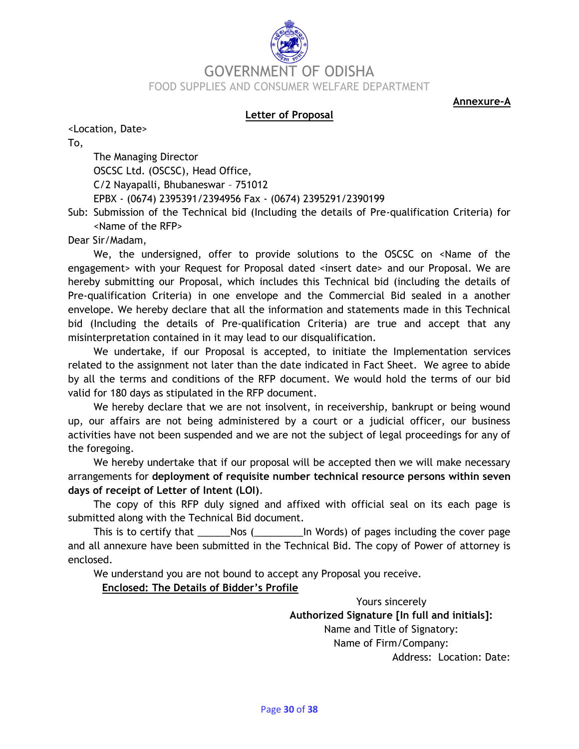GOVERNMENT OF ODISHA

FOOD SUPPLIES AND CONSUMER WELFARE DEPARTMENT

**Annexure-A**

## Letter of Proposal

<Location, Date>

To,

The Managing Director
OSCSC Ltd. (OSCSC), Head Office,
C/2 Nayapalli, Bhubaneswar – 751012
EPBX - (0674) 2395391/2394956 Fax - (0674) 2395291/2390199

Sub: Submission of the Technical bid (Including the details of Pre-qualification Criteria) for <Name of the RFP>

Dear Sir/Madam,

We, the undersigned, offer to provide solutions to the OSCSC on <Name of the engagement> with your Request for Proposal dated <insert date> and our Proposal. We are hereby submitting our Proposal, which includes this Technical bid (including the details of Pre-qualification Criteria) in one envelope and the Commercial Bid sealed in a another envelope. We hereby declare that all the information and statements made in this Technical bid (Including the details of Pre-qualification Criteria) are true and accept that any misinterpretation contained in it may lead to our disqualification.

We undertake, if our Proposal is accepted, to initiate the Implementation services related to the assignment not later than the date indicated in Fact Sheet. We agree to abide by all the terms and conditions of the RFP document. We would hold the terms of our bid valid for 180 days as stipulated in the RFP document.

We hereby declare that we are not insolvent, in receivership, bankrupt or being wound up, our affairs are not being administered by a court or a judicial officer, our business activities have not been suspended and we are not the subject of legal proceedings for any of the foregoing.

We hereby undertake that if our proposal will be accepted then we will make necessary arrangements for **deployment of requisite number technical resource persons within seven days of receipt of Letter of Intent (LOI)**.

The copy of this RFP duly signed and affixed with official seal on its each page is submitted along with the Technical Bid document.

This is to certify that ______Nos (_________In Words) of pages including the cover page and all annexure have been submitted in the Technical Bid. The copy of Power of attorney is enclosed.

We understand you are not bound to accept any Proposal you receive.

**Enclosed: The Details of Bidder's Profile**

Yours sincerely

**Authorized Signature [In full and initials]:**

Name and Title of Signatory:

Name of Firm/Company:

Address: Location: Date: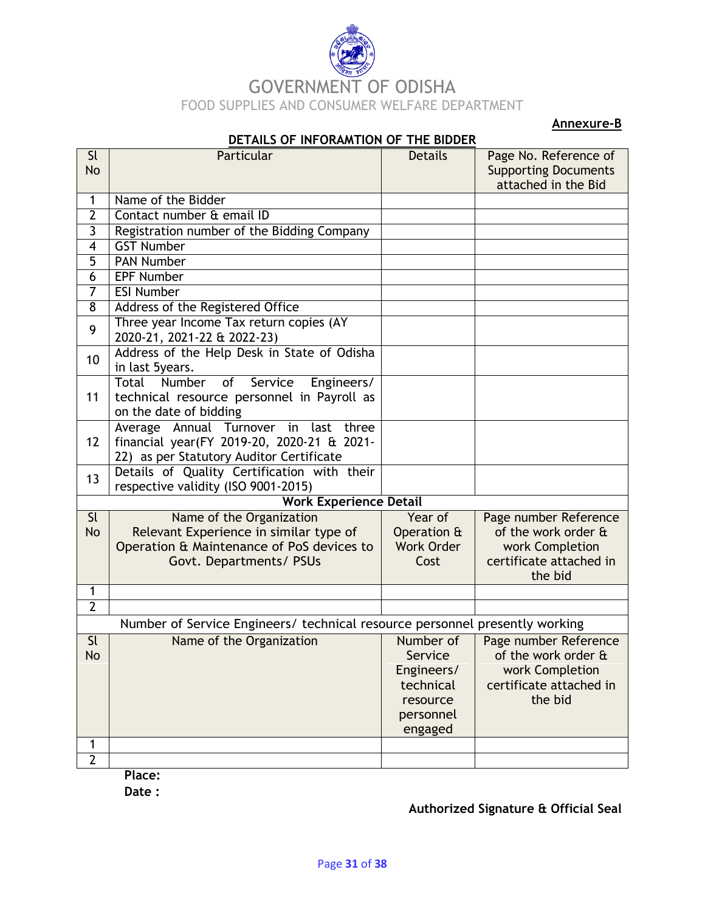# GOVERNMENT OF ODISHA

FOOD SUPPLIES AND CONSUMER WELFARE DEPARTMENT

**Annexure-B**

**DETAILS OF INFORAMTION OF THE BIDDER**

| Sl No | Particular | Details | Page No. Reference of Supporting Documents attached in the Bid |
|---|---|---|---|
| 1 | Name of the Bidder | | |
| 2 | Contact number & email ID | | |
| 3 | Registration number of the Bidding Company | | |
| 4 | GST Number | | |
| 5 | PAN Number | | |
| 6 | EPF Number | | |
| 7 | ESI Number | | |
| 8 | Address of the Registered Office | | |
| 9 | Three year Income Tax return copies (AY 2020-21, 2021-22 & 2022-23) | | |
| 10 | Address of the Help Desk in State of Odisha in last 5years. | | |
| 11 | Total Number of Service Engineers/ technical resource personnel in Payroll as on the date of bidding | | |
| 12 | Average Annual Turnover in last three financial year(FY 2019-20, 2020-21 & 2021-22) as per Statutory Auditor Certificate | | |
| 13 | Details of Quality Certification with their respective validity (ISO 9001-2015) | | |
| **Work Experience Detail** | | | |
| Sl No | Name of the Organization Relevant Experience in similar type of Operation & Maintenance of PoS devices to Govt. Departments/ PSUs | Year of Operation & Work Order Cost | Page number Reference of the work order & work Completion certificate attached in the bid |
| 1 | | | |
| 2 | | | |
| Number of Service Engineers/ technical resource personnel presently working | | | |
| Sl No | Name of the Organization | Number of Service Engineers/ technical resource personnel engaged | Page number Reference of the work order & work Completion certificate attached in the bid |
| 1 | | | |
| 2 | | | |

**Place:**

**Date :**

**Authorized Signature & Official Seal**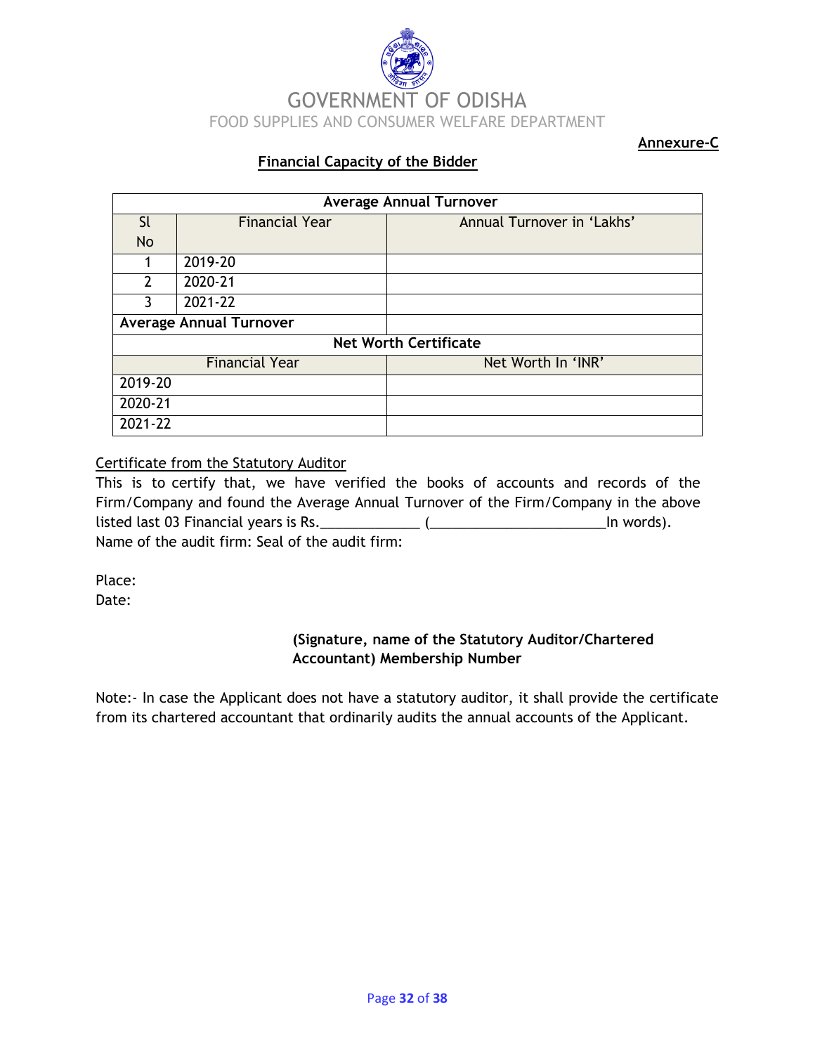GOVERNMENT OF ODISHA

FOOD SUPPLIES AND CONSUMER WELFARE DEPARTMENT

**Annexure-C**

## Financial Capacity of the Bidder

| Average Annual Turnover | | |
|---|---|---|
| Sl No | Financial Year | Annual Turnover in 'Lakhs' |
| 1 | 2019-20 | |
| 2 | 2020-21 | |
| 3 | 2021-22 | |
| **Average Annual Turnover** | | |
| **Net Worth Certificate** | | |
| Financial Year | | Net Worth In 'INR' |
| 2019-20 | | |
| 2020-21 | | |
| 2021-22 | | |

Certificate from the Statutory Auditor

This is to certify that, we have verified the books of accounts and records of the Firm/Company and found the Average Annual Turnover of the Firm/Company in the above listed last 03 Financial years is Rs.____________ (______________________In words).
Name of the audit firm: Seal of the audit firm:

Place:
Date:

**(Signature, name of the Statutory Auditor/Chartered Accountant) Membership Number**

Note:- In case the Applicant does not have a statutory auditor, it shall provide the certificate from its chartered accountant that ordinarily audits the annual accounts of the Applicant.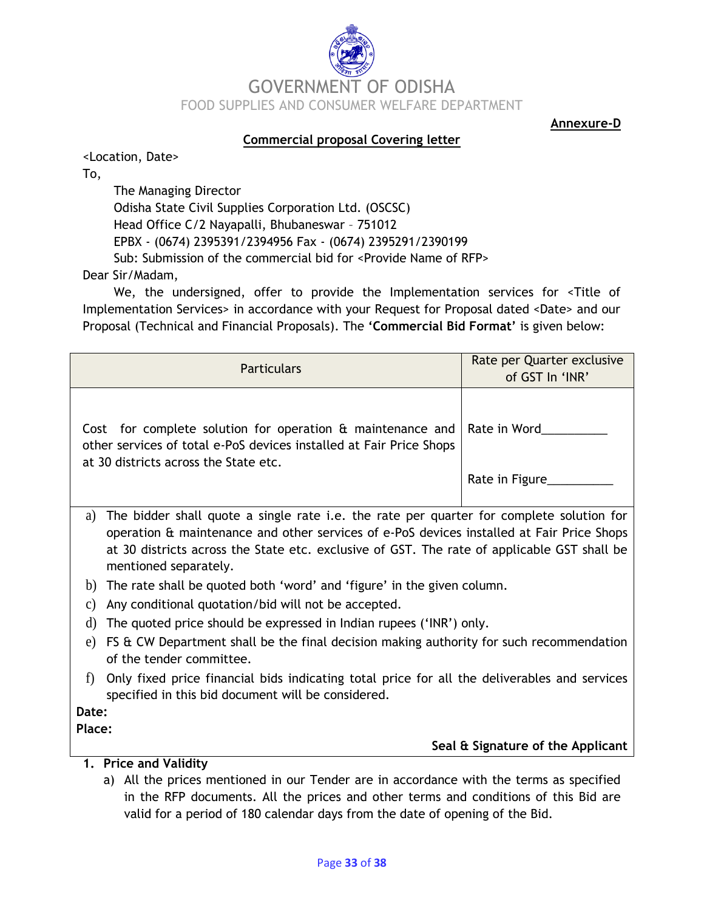GOVERNMENT OF ODISHA

FOOD SUPPLIES AND CONSUMER WELFARE DEPARTMENT

**Annexure-D**

## Commercial proposal Covering letter

<Location, Date>

To,

The Managing Director
Odisha State Civil Supplies Corporation Ltd. (OSCSC)
Head Office C/2 Nayapalli, Bhubaneswar – 751012
EPBX - (0674) 2395391/2394956 Fax - (0674) 2395291/2390199
Sub: Submission of the commercial bid for <Provide Name of RFP>

Dear Sir/Madam,

We, the undersigned, offer to provide the Implementation services for <Title of Implementation Services> in accordance with your Request for Proposal dated <Date> and our Proposal (Technical and Financial Proposals). The **'Commercial Bid Format'** is given below:

| Particulars | Rate per Quarter exclusive of GST In 'INR' |
|---|---|
| Cost for complete solution for operation & maintenance and other services of total e-PoS devices installed at Fair Price Shops at 30 districts across the State etc. | Rate in Word__________<br><br>Rate in Figure__________ |

a) The bidder shall quote a single rate i.e. the rate per quarter for complete solution for operation & maintenance and other services of e-PoS devices installed at Fair Price Shops at 30 districts across the State etc. exclusive of GST. The rate of applicable GST shall be mentioned separately.

b) The rate shall be quoted both 'word' and 'figure' in the given column.

c) Any conditional quotation/bid will not be accepted.

d) The quoted price should be expressed in Indian rupees ('INR') only.

e) FS & CW Department shall be the final decision making authority for such recommendation of the tender committee.

f) Only fixed price financial bids indicating total price for all the deliverables and services specified in this bid document will be considered.

**Date:**

**Place:**

**Seal & Signature of the Applicant**

1. **Price and Validity**
   a) All the prices mentioned in our Tender are in accordance with the terms as specified in the RFP documents. All the prices and other terms and conditions of this Bid are valid for a period of 180 calendar days from the date of opening of the Bid.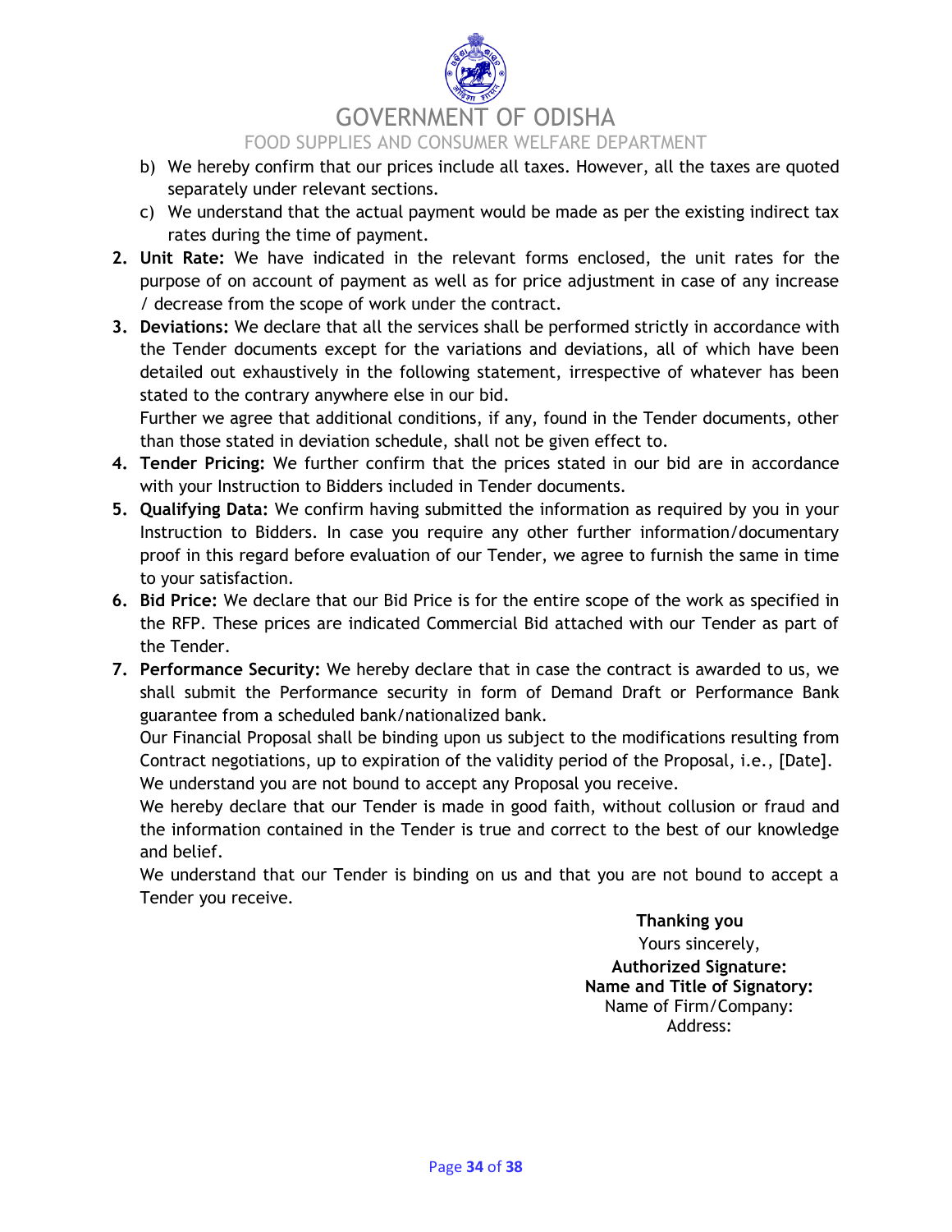b) We hereby confirm that our prices include all taxes. However, all the taxes are quoted separately under relevant sections.

c) We understand that the actual payment would be made as per the existing indirect tax rates during the time of payment.

2. **Unit Rate:** We have indicated in the relevant forms enclosed, the unit rates for the purpose of on account of payment as well as for price adjustment in case of any increase / decrease from the scope of work under the contract.
3. **Deviations:** We declare that all the services shall be performed strictly in accordance with the Tender documents except for the variations and deviations, all of which have been detailed out exhaustively in the following statement, irrespective of whatever has been stated to the contrary anywhere else in our bid.

   Further we agree that additional conditions, if any, found in the Tender documents, other than those stated in deviation schedule, shall not be given effect to.
4. **Tender Pricing:** We further confirm that the prices stated in our bid are in accordance with your Instruction to Bidders included in Tender documents.
5. **Qualifying Data:** We confirm having submitted the information as required by you in your Instruction to Bidders. In case you require any other further information/documentary proof in this regard before evaluation of our Tender, we agree to furnish the same in time to your satisfaction.
6. **Bid Price:** We declare that our Bid Price is for the entire scope of the work as specified in the RFP. These prices are indicated Commercial Bid attached with our Tender as part of the Tender.
7. **Performance Security:** We hereby declare that in case the contract is awarded to us, we shall submit the Performance security in form of Demand Draft or Performance Bank guarantee from a scheduled bank/nationalized bank.

   Our Financial Proposal shall be binding upon us subject to the modifications resulting from Contract negotiations, up to expiration of the validity period of the Proposal, i.e., [Date].

   We understand you are not bound to accept any Proposal you receive.

   We hereby declare that our Tender is made in good faith, without collusion or fraud and the information contained in the Tender is true and correct to the best of our knowledge and belief.

   We understand that our Tender is binding on us and that you are not bound to accept a Tender you receive.

**Thanking you**

Yours sincerely,

**Authorized Signature:**

**Name and Title of Signatory:**

Name of Firm/Company:

Address: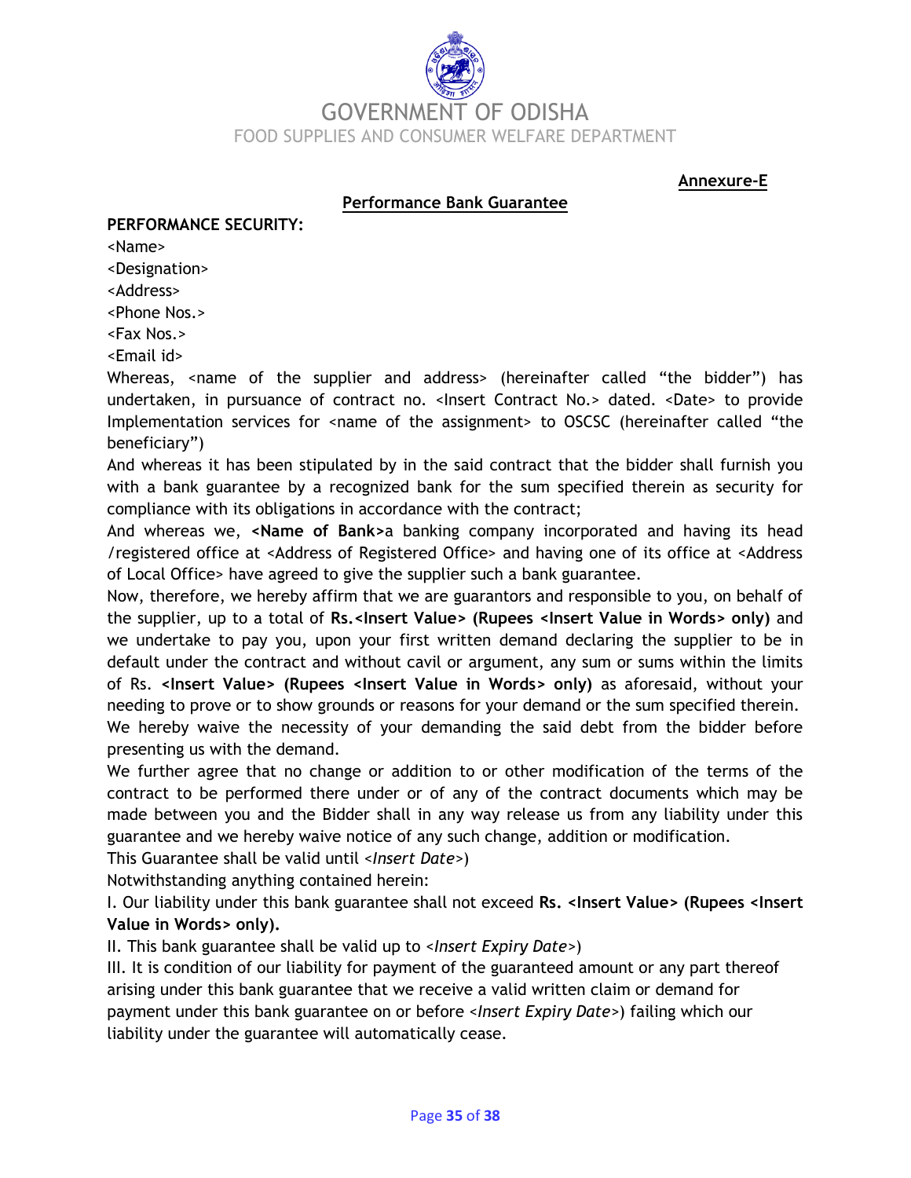GOVERNMENT OF ODISHA

FOOD SUPPLIES AND CONSUMER WELFARE DEPARTMENT

**Annexure-E**

## Performance Bank Guarantee

**PERFORMANCE SECURITY:**

<Name>

<Designation>

<Address>

<Phone Nos.>

<Fax Nos.>

<Email id>

Whereas, <name of the supplier and address> (hereinafter called "the bidder") has undertaken, in pursuance of contract no. <Insert Contract No.> dated. <Date> to provide Implementation services for <name of the assignment> to OSCSC (hereinafter called "the beneficiary")

And whereas it has been stipulated by in the said contract that the bidder shall furnish you with a bank guarantee by a recognized bank for the sum specified therein as security for compliance with its obligations in accordance with the contract;

And whereas we, **<Name of Bank>**a banking company incorporated and having its head /registered office at <Address of Registered Office> and having one of its office at <Address of Local Office> have agreed to give the supplier such a bank guarantee.

Now, therefore, we hereby affirm that we are guarantors and responsible to you, on behalf of the supplier, up to a total of **Rs.<Insert Value> (Rupees <Insert Value in Words> only)** and we undertake to pay you, upon your first written demand declaring the supplier to be in default under the contract and without cavil or argument, any sum or sums within the limits of Rs. **<Insert Value> (Rupees <Insert Value in Words> only)** as aforesaid, without your needing to prove or to show grounds or reasons for your demand or the sum specified therein.

We hereby waive the necessity of your demanding the said debt from the bidder before presenting us with the demand.

We further agree that no change or addition to or other modification of the terms of the contract to be performed there under or of any of the contract documents which may be made between you and the Bidder shall in any way release us from any liability under this guarantee and we hereby waive notice of any such change, addition or modification.

This Guarantee shall be valid until <*Insert Date*>)

Notwithstanding anything contained herein:

I. Our liability under this bank guarantee shall not exceed **Rs. <Insert Value> (Rupees <Insert Value in Words> only).**

II. This bank guarantee shall be valid up to <*Insert Expiry Date*>)

III. It is condition of our liability for payment of the guaranteed amount or any part thereof arising under this bank guarantee that we receive a valid written claim or demand for payment under this bank guarantee on or before <*Insert Expiry Date*>) failing which our liability under the guarantee will automatically cease.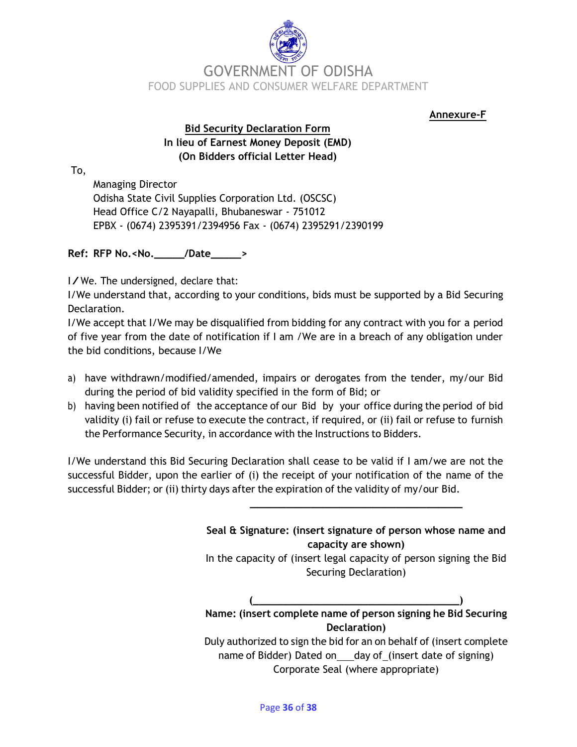GOVERNMENT OF ODISHA

FOOD SUPPLIES AND CONSUMER WELFARE DEPARTMENT

**Annexure-F**

**Bid Security Declaration Form**

**In lieu of Earnest Money Deposit (EMD)**

**(On Bidders official Letter Head)**

To,

Managing Director
Odisha State Civil Supplies Corporation Ltd. (OSCSC)
Head Office C/2 Nayapalli, Bhubaneswar - 751012
EPBX - (0674) 2395391/2394956 Fax - (0674) 2395291/2390199

**Ref: RFP No.<No.______/Date______>**

I / We. The undersigned, declare that:

I/We understand that, according to your conditions, bids must be supported by a Bid Securing Declaration.

I/We accept that I/We may be disqualified from bidding for any contract with you for a period of five year from the date of notification if I am /We are in a breach of any obligation under the bid conditions, because I/We

a) have withdrawn/modified/amended, impairs or derogates from the tender, my/our Bid during the period of bid validity specified in the form of Bid; or
b) having been notified of the acceptance of our Bid by your office during the period of bid validity (i) fail or refuse to execute the contract, if required, or (ii) fail or refuse to furnish the Performance Security, in accordance with the Instructions to Bidders.

I/We understand this Bid Securing Declaration shall cease to be valid if I am/we are not the successful Bidder, upon the earlier of (i) the receipt of your notification of the name of the successful Bidder; or (ii) thirty days after the expiration of the validity of my/our Bid.

______________________________________

**Seal & Signature: (insert signature of person whose name and capacity are shown)**

In the capacity of (insert legal capacity of person signing the Bid Securing Declaration)

(______________________________________)

**Name: (insert complete name of person signing he Bid Securing Declaration)**

Duly authorized to sign the bid for an on behalf of (insert complete name of Bidder) Dated on___day of_(insert date of signing)

Corporate Seal (where appropriate)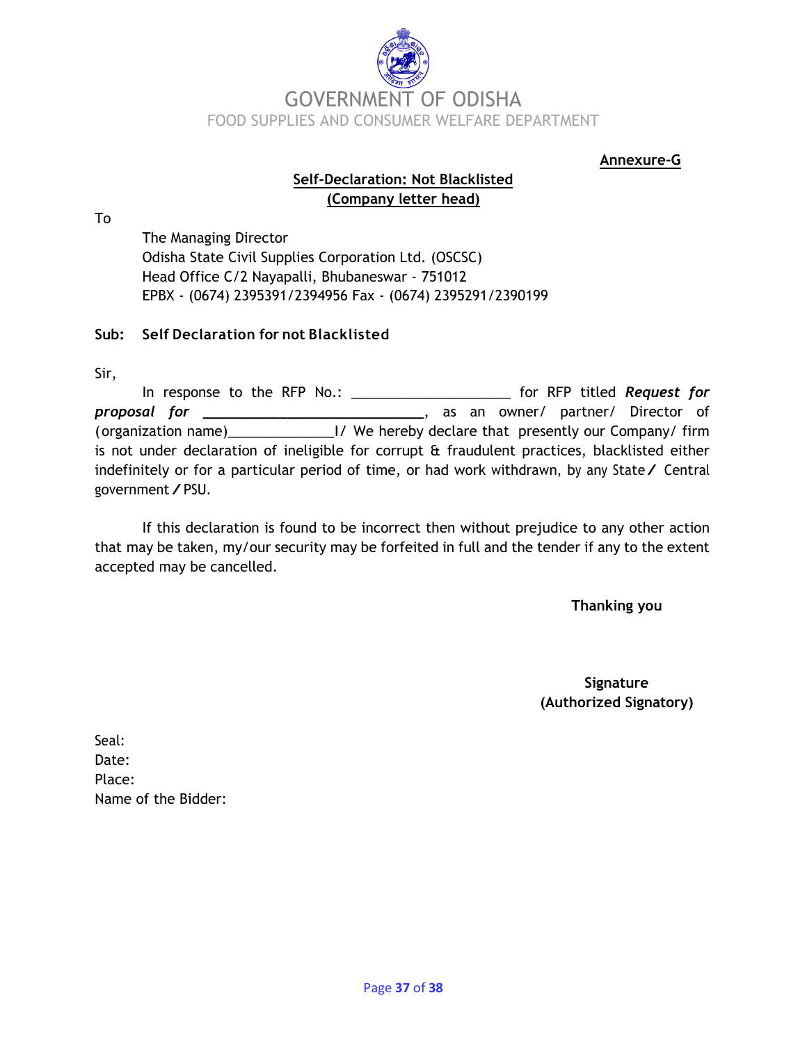# GOVERNMENT OF ODISHA

FOOD SUPPLIES AND CONSUMER WELFARE DEPARTMENT

**Annexure-G**

**Self-Declaration: Not Blacklisted**
**(Company letter head)**

To

The Managing Director
Odisha State Civil Supplies Corporation Ltd. (OSCSC)
Head Office C/2 Nayapalli, Bhubaneswar - 751012
EPBX - (0674) 2395391/2394956 Fax - (0674) 2395291/2390199

**Sub: Self Declaration for not Blacklisted**

Sir,

In response to the RFP No.: ____________________ for RFP titled ***Request for proposal for*** **___________________________**, as an owner/ partner/ Director of (organization name)_____________I/ We hereby declare that presently our Company/ firm is not under declaration of ineligible for corrupt & fraudulent practices, blacklisted either indefinitely or for a particular period of time, or had work withdrawn, by any State / Central government / PSU.

If this declaration is found to be incorrect then without prejudice to any other action that may be taken, my/our security may be forfeited in full and the tender if any to the extent accepted may be cancelled.

**Thanking you**

**Signature**
**(Authorized Signatory)**

Seal:
Date:
Place:
Name of the Bidder: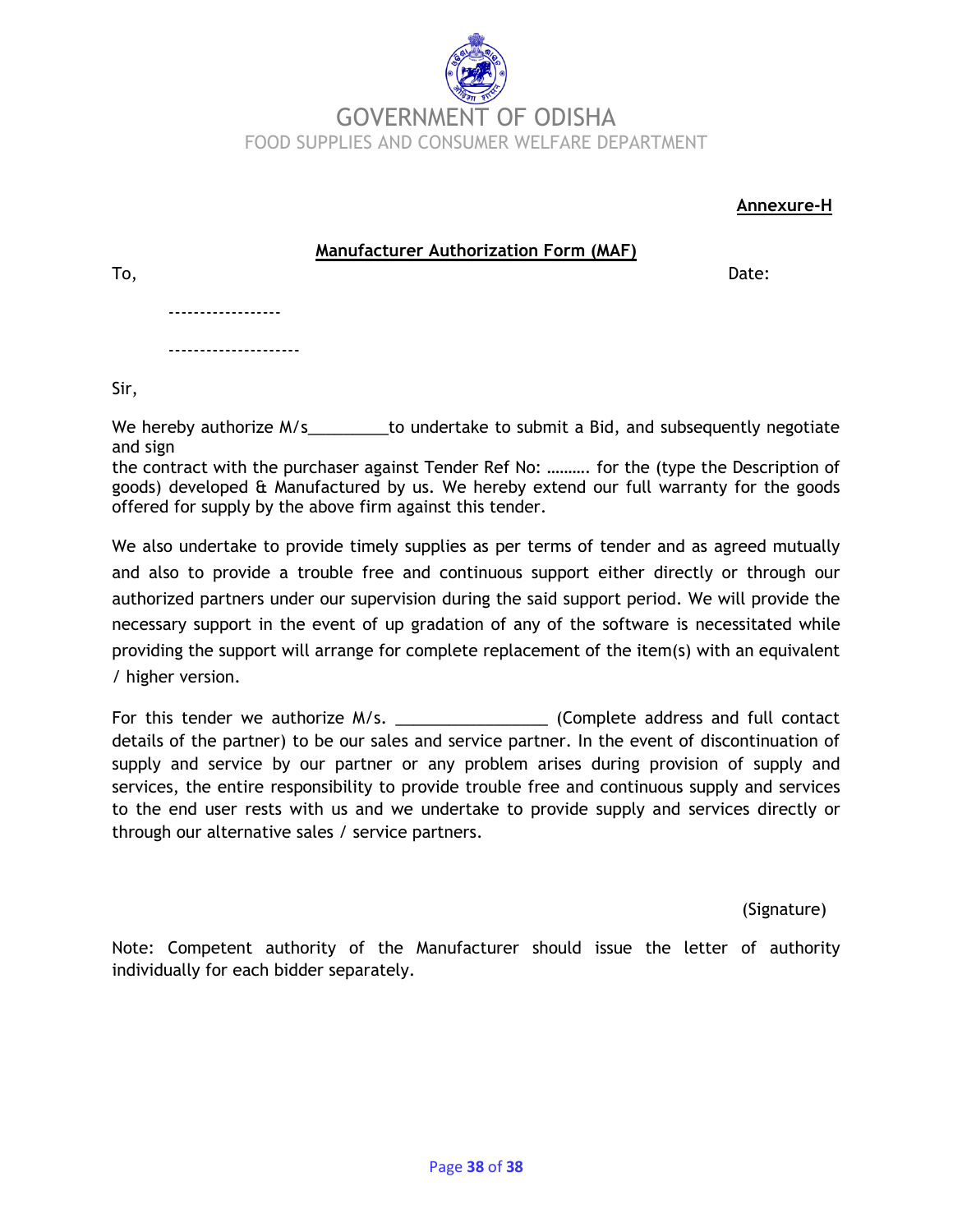GOVERNMENT OF ODISHA
FOOD SUPPLIES AND CONSUMER WELFARE DEPARTMENT

**Annexure-H**

**Manufacturer Authorization Form (MAF)**

To, Date:

------------------

--------------------

Sir,

We hereby authorize M/s_________to undertake to submit a Bid, and subsequently negotiate and sign
the contract with the purchaser against Tender Ref No: ………. for the (type the Description of goods) developed & Manufactured by us. We hereby extend our full warranty for the goods offered for supply by the above firm against this tender.

We also undertake to provide timely supplies as per terms of tender and as agreed mutually and also to provide a trouble free and continuous support either directly or through our authorized partners under our supervision during the said support period. We will provide the necessary support in the event of up gradation of any of the software is necessitated while providing the support will arrange for complete replacement of the item(s) with an equivalent / higher version.

For this tender we authorize M/s. _________________ (Complete address and full contact details of the partner) to be our sales and service partner. In the event of discontinuation of supply and service by our partner or any problem arises during provision of supply and services, the entire responsibility to provide trouble free and continuous supply and services to the end user rests with us and we undertake to provide supply and services directly or through our alternative sales / service partners.

(Signature)

Note: Competent authority of the Manufacturer should issue the letter of authority individually for each bidder separately.